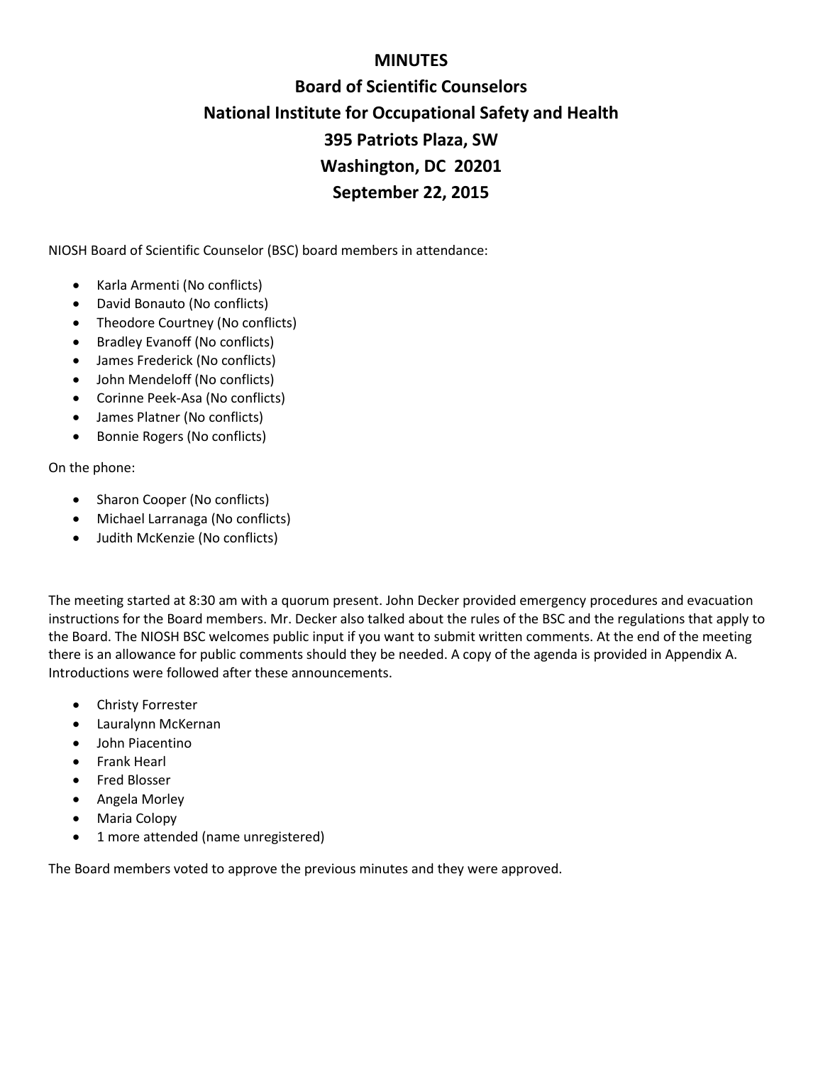# MINUTES

## Board of Scientific Counselors

## National Institute for Occupational Safety and Health

## 395 Patriots Plaza, SW

## Washington, DC 20201

## September 22, 2015

NIOSH Board of Scientific Counselor (BSC) board members in attendance:

- Karla Armenti (No conflicts)
- David Bonauto (No conflicts)
- Theodore Courtney (No conflicts)
- Bradley Evanoff (No conflicts)
- James Frederick (No conflicts)
- John Mendeloff (No conflicts)
- Corinne Peek-Asa (No conflicts)
- James Platner (No conflicts)
- Bonnie Rogers (No conflicts)

On the phone:

- Sharon Cooper (No conflicts)
- Michael Larranaga (No conflicts)
- Judith McKenzie (No conflicts)

The meeting started at 8:30 am with a quorum present. John Decker provided emergency procedures and evacuation instructions for the Board members. Mr. Decker also talked about the rules of the BSC and the regulations that apply to the Board. The NIOSH BSC welcomes public input if you want to submit written comments. At the end of the meeting there is an allowance for public comments should they be needed. A copy of the agenda is provided in Appendix A. Introductions were followed after these announcements.

- Christy Forrester
- Lauralynn McKernan
- John Piacentino
- Frank Hearl
- Fred Blosser
- Angela Morley
- Maria Colopy
- 1 more attended (name unregistered)

The Board members voted to approve the previous minutes and they were approved.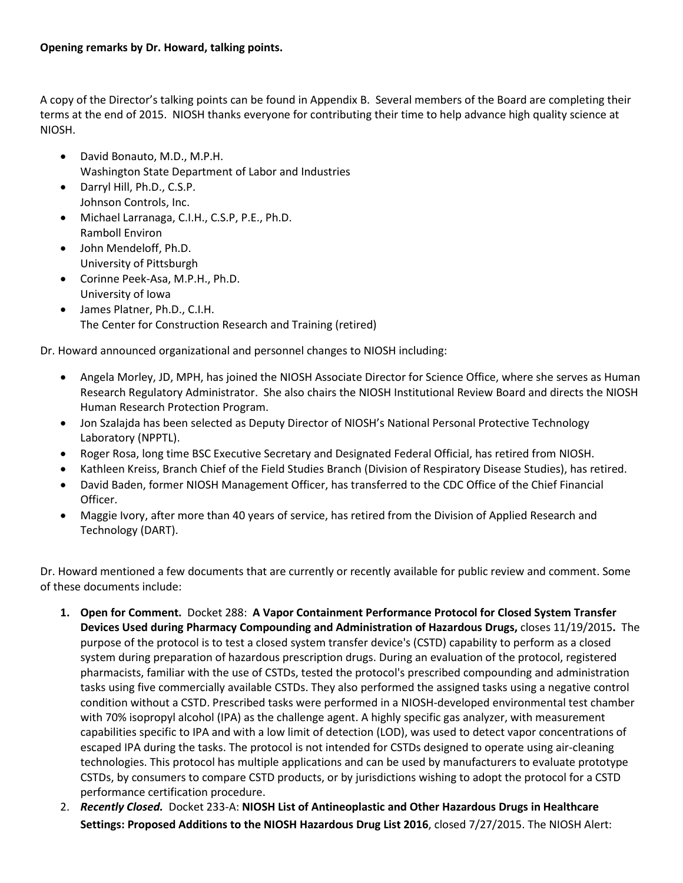**Opening remarks by Dr. Howard, talking points.**

A copy of the Director's talking points can be found in Appendix B. Several members of the Board are completing their terms at the end of 2015. NIOSH thanks everyone for contributing their time to help advance high quality science at NIOSH.

- David Bonauto, M.D., M.P.H.
  Washington State Department of Labor and Industries
- Darryl Hill, Ph.D., C.S.P.
  Johnson Controls, Inc.
- Michael Larranaga, C.I.H., C.S.P, P.E., Ph.D.
  Ramboll Environ
- John Mendeloff, Ph.D.
  University of Pittsburgh
- Corinne Peek-Asa, M.P.H., Ph.D.
  University of Iowa
- James Platner, Ph.D., C.I.H.
  The Center for Construction Research and Training (retired)

Dr. Howard announced organizational and personnel changes to NIOSH including:

- Angela Morley, JD, MPH, has joined the NIOSH Associate Director for Science Office, where she serves as Human Research Regulatory Administrator. She also chairs the NIOSH Institutional Review Board and directs the NIOSH Human Research Protection Program.
- Jon Szalajda has been selected as Deputy Director of NIOSH's National Personal Protective Technology Laboratory (NPPTL).
- Roger Rosa, long time BSC Executive Secretary and Designated Federal Official, has retired from NIOSH.
- Kathleen Kreiss, Branch Chief of the Field Studies Branch (Division of Respiratory Disease Studies), has retired.
- David Baden, former NIOSH Management Officer, has transferred to the CDC Office of the Chief Financial Officer.
- Maggie Ivory, after more than 40 years of service, has retired from the Division of Applied Research and Technology (DART).

Dr. Howard mentioned a few documents that are currently or recently available for public review and comment. Some of these documents include:

1. **Open for Comment.** Docket 288: **A Vapor Containment Performance Protocol for Closed System Transfer Devices Used during Pharmacy Compounding and Administration of Hazardous Drugs,** closes 11/19/2015**.** The purpose of the protocol is to test a closed system transfer device's (CSTD) capability to perform as a closed system during preparation of hazardous prescription drugs. During an evaluation of the protocol, registered pharmacists, familiar with the use of CSTDs, tested the protocol's prescribed compounding and administration tasks using five commercially available CSTDs. They also performed the assigned tasks using a negative control condition without a CSTD. Prescribed tasks were performed in a NIOSH-developed environmental test chamber with 70% isopropyl alcohol (IPA) as the challenge agent. A highly specific gas analyzer, with measurement capabilities specific to IPA and with a low limit of detection (LOD), was used to detect vapor concentrations of escaped IPA during the tasks. The protocol is not intended for CSTDs designed to operate using air-cleaning technologies. This protocol has multiple applications and can be used by manufacturers to evaluate prototype CSTDs, by consumers to compare CSTD products, or by jurisdictions wishing to adopt the protocol for a CSTD performance certification procedure.
2. ***Recently Closed.*** Docket 233-A: **NIOSH List of Antineoplastic and Other Hazardous Drugs in Healthcare Settings: Proposed Additions to the NIOSH Hazardous Drug List 2016**, closed 7/27/2015. The NIOSH Alert: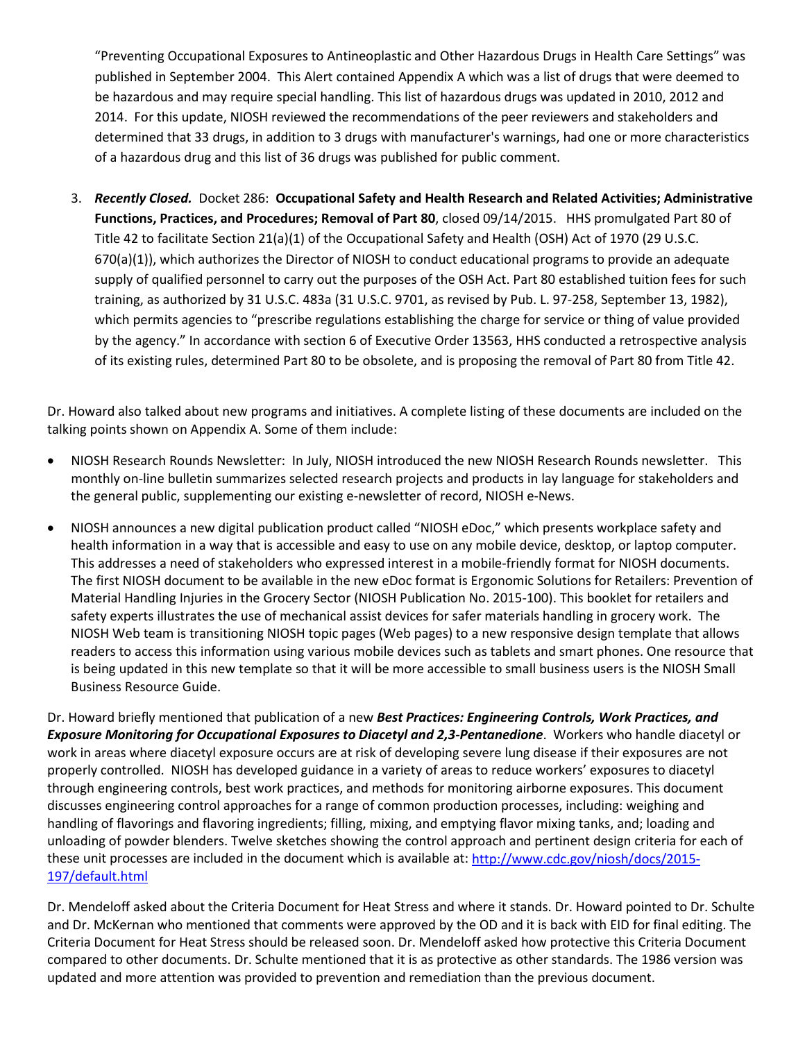"Preventing Occupational Exposures to Antineoplastic and Other Hazardous Drugs in Health Care Settings" was published in September 2004. This Alert contained Appendix A which was a list of drugs that were deemed to be hazardous and may require special handling. This list of hazardous drugs was updated in 2010, 2012 and 2014. For this update, NIOSH reviewed the recommendations of the peer reviewers and stakeholders and determined that 33 drugs, in addition to 3 drugs with manufacturer's warnings, had one or more characteristics of a hazardous drug and this list of 36 drugs was published for public comment.

3. ***Recently Closed.*** Docket 286: **Occupational Safety and Health Research and Related Activities; Administrative Functions, Practices, and Procedures; Removal of Part 80**, closed 09/14/2015. HHS promulgated Part 80 of Title 42 to facilitate Section 21(a)(1) of the Occupational Safety and Health (OSH) Act of 1970 (29 U.S.C. 670(a)(1)), which authorizes the Director of NIOSH to conduct educational programs to provide an adequate supply of qualified personnel to carry out the purposes of the OSH Act. Part 80 established tuition fees for such training, as authorized by 31 U.S.C. 483a (31 U.S.C. 9701, as revised by Pub. L. 97-258, September 13, 1982), which permits agencies to "prescribe regulations establishing the charge for service or thing of value provided by the agency." In accordance with section 6 of Executive Order 13563, HHS conducted a retrospective analysis of its existing rules, determined Part 80 to be obsolete, and is proposing the removal of Part 80 from Title 42.

Dr. Howard also talked about new programs and initiatives. A complete listing of these documents are included on the talking points shown on Appendix A. Some of them include:

- NIOSH Research Rounds Newsletter: In July, NIOSH introduced the new NIOSH Research Rounds newsletter. This monthly on-line bulletin summarizes selected research projects and products in lay language for stakeholders and the general public, supplementing our existing e-newsletter of record, NIOSH e-News.
- NIOSH announces a new digital publication product called "NIOSH eDoc," which presents workplace safety and health information in a way that is accessible and easy to use on any mobile device, desktop, or laptop computer. This addresses a need of stakeholders who expressed interest in a mobile-friendly format for NIOSH documents. The first NIOSH document to be available in the new eDoc format is Ergonomic Solutions for Retailers: Prevention of Material Handling Injuries in the Grocery Sector (NIOSH Publication No. 2015-100). This booklet for retailers and safety experts illustrates the use of mechanical assist devices for safer materials handling in grocery work. The NIOSH Web team is transitioning NIOSH topic pages (Web pages) to a new responsive design template that allows readers to access this information using various mobile devices such as tablets and smart phones. One resource that is being updated in this new template so that it will be more accessible to small business users is the NIOSH Small Business Resource Guide.

Dr. Howard briefly mentioned that publication of a new ***Best Practices: Engineering Controls, Work Practices, and Exposure Monitoring for Occupational Exposures to Diacetyl and 2,3-Pentanedione***. Workers who handle diacetyl or work in areas where diacetyl exposure occurs are at risk of developing severe lung disease if their exposures are not properly controlled. NIOSH has developed guidance in a variety of areas to reduce workers' exposures to diacetyl through engineering controls, best work practices, and methods for monitoring airborne exposures. This document discusses engineering control approaches for a range of common production processes, including: weighing and handling of flavorings and flavoring ingredients; filling, mixing, and emptying flavor mixing tanks, and; loading and unloading of powder blenders. Twelve sketches showing the control approach and pertinent design criteria for each of these unit processes are included in the document which is available at: http://www.cdc.gov/niosh/docs/2015-197/default.html

Dr. Mendeloff asked about the Criteria Document for Heat Stress and where it stands. Dr. Howard pointed to Dr. Schulte and Dr. McKernan who mentioned that comments were approved by the OD and it is back with EID for final editing. The Criteria Document for Heat Stress should be released soon. Dr. Mendeloff asked how protective this Criteria Document compared to other documents. Dr. Schulte mentioned that it is as protective as other standards. The 1986 version was updated and more attention was provided to prevention and remediation than the previous document.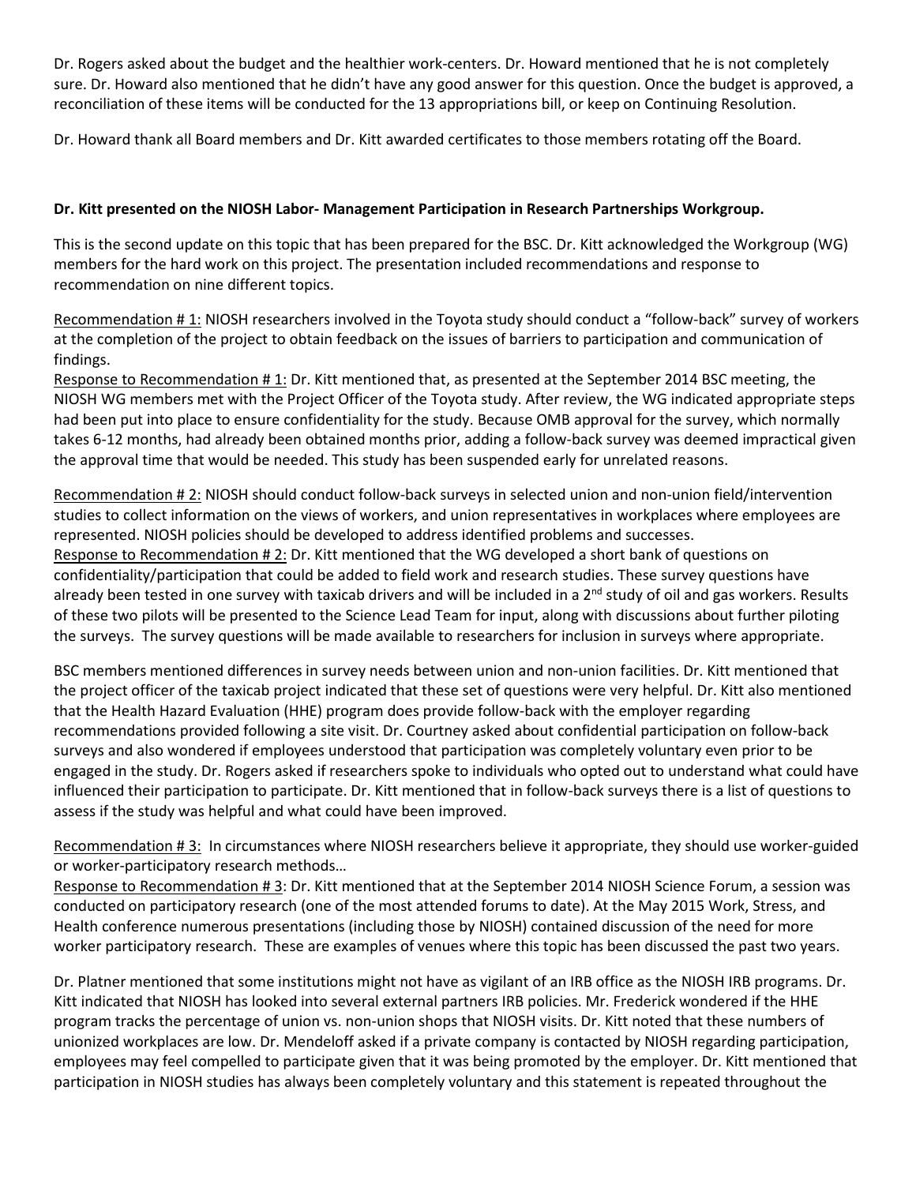Dr. Rogers asked about the budget and the healthier work-centers. Dr. Howard mentioned that he is not completely sure. Dr. Howard also mentioned that he didn't have any good answer for this question. Once the budget is approved, a reconciliation of these items will be conducted for the 13 appropriations bill, or keep on Continuing Resolution.

Dr. Howard thank all Board members and Dr. Kitt awarded certificates to those members rotating off the Board.

**Dr. Kitt presented on the NIOSH Labor- Management Participation in Research Partnerships Workgroup.**

This is the second update on this topic that has been prepared for the BSC. Dr. Kitt acknowledged the Workgroup (WG) members for the hard work on this project. The presentation included recommendations and response to recommendation on nine different topics.

<u>Recommendation # 1:</u> NIOSH researchers involved in the Toyota study should conduct a "follow-back" survey of workers at the completion of the project to obtain feedback on the issues of barriers to participation and communication of findings.
<u>Response to Recommendation # 1:</u> Dr. Kitt mentioned that, as presented at the September 2014 BSC meeting, the NIOSH WG members met with the Project Officer of the Toyota study. After review, the WG indicated appropriate steps had been put into place to ensure confidentiality for the study. Because OMB approval for the survey, which normally takes 6-12 months, had already been obtained months prior, adding a follow-back survey was deemed impractical given the approval time that would be needed. This study has been suspended early for unrelated reasons.

<u>Recommendation # 2:</u> NIOSH should conduct follow-back surveys in selected union and non-union field/intervention studies to collect information on the views of workers, and union representatives in workplaces where employees are represented. NIOSH policies should be developed to address identified problems and successes.
<u>Response to Recommendation # 2:</u> Dr. Kitt mentioned that the WG developed a short bank of questions on confidentiality/participation that could be added to field work and research studies. These survey questions have already been tested in one survey with taxicab drivers and will be included in a 2nd study of oil and gas workers. Results of these two pilots will be presented to the Science Lead Team for input, along with discussions about further piloting the surveys. The survey questions will be made available to researchers for inclusion in surveys where appropriate.

BSC members mentioned differences in survey needs between union and non-union facilities. Dr. Kitt mentioned that the project officer of the taxicab project indicated that these set of questions were very helpful. Dr. Kitt also mentioned that the Health Hazard Evaluation (HHE) program does provide follow-back with the employer regarding recommendations provided following a site visit. Dr. Courtney asked about confidential participation on follow-back surveys and also wondered if employees understood that participation was completely voluntary even prior to be engaged in the study. Dr. Rogers asked if researchers spoke to individuals who opted out to understand what could have influenced their participation to participate. Dr. Kitt mentioned that in follow-back surveys there is a list of questions to assess if the study was helpful and what could have been improved.

<u>Recommendation # 3:</u> In circumstances where NIOSH researchers believe it appropriate, they should use worker-guided or worker-participatory research methods…
<u>Response to Recommendation # 3</u>: Dr. Kitt mentioned that at the September 2014 NIOSH Science Forum, a session was conducted on participatory research (one of the most attended forums to date). At the May 2015 Work, Stress, and Health conference numerous presentations (including those by NIOSH) contained discussion of the need for more worker participatory research. These are examples of venues where this topic has been discussed the past two years.

Dr. Platner mentioned that some institutions might not have as vigilant of an IRB office as the NIOSH IRB programs. Dr. Kitt indicated that NIOSH has looked into several external partners IRB policies. Mr. Frederick wondered if the HHE program tracks the percentage of union vs. non-union shops that NIOSH visits. Dr. Kitt noted that these numbers of unionized workplaces are low. Dr. Mendeloff asked if a private company is contacted by NIOSH regarding participation, employees may feel compelled to participate given that it was being promoted by the employer. Dr. Kitt mentioned that participation in NIOSH studies has always been completely voluntary and this statement is repeated throughout the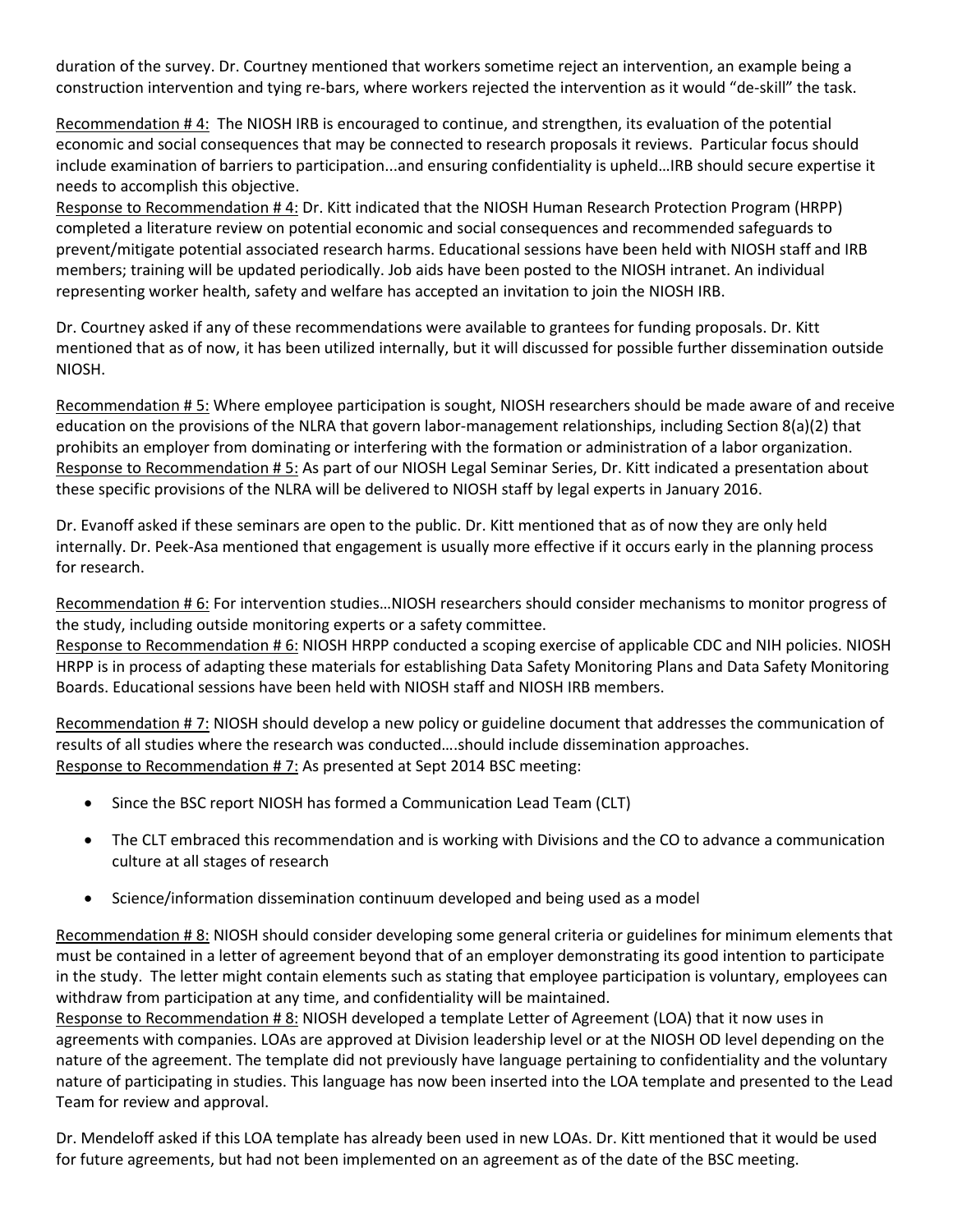duration of the survey. Dr. Courtney mentioned that workers sometime reject an intervention, an example being a construction intervention and tying re-bars, where workers rejected the intervention as it would "de-skill" the task.

Recommendation # 4: The NIOSH IRB is encouraged to continue, and strengthen, its evaluation of the potential economic and social consequences that may be connected to research proposals it reviews. Particular focus should include examination of barriers to participation...and ensuring confidentiality is upheld…IRB should secure expertise it needs to accomplish this objective.

Response to Recommendation # 4: Dr. Kitt indicated that the NIOSH Human Research Protection Program (HRPP) completed a literature review on potential economic and social consequences and recommended safeguards to prevent/mitigate potential associated research harms. Educational sessions have been held with NIOSH staff and IRB members; training will be updated periodically. Job aids have been posted to the NIOSH intranet. An individual representing worker health, safety and welfare has accepted an invitation to join the NIOSH IRB.

Dr. Courtney asked if any of these recommendations were available to grantees for funding proposals. Dr. Kitt mentioned that as of now, it has been utilized internally, but it will discussed for possible further dissemination outside NIOSH.

Recommendation # 5: Where employee participation is sought, NIOSH researchers should be made aware of and receive education on the provisions of the NLRA that govern labor-management relationships, including Section 8(a)(2) that prohibits an employer from dominating or interfering with the formation or administration of a labor organization.

Response to Recommendation # 5: As part of our NIOSH Legal Seminar Series, Dr. Kitt indicated a presentation about these specific provisions of the NLRA will be delivered to NIOSH staff by legal experts in January 2016.

Dr. Evanoff asked if these seminars are open to the public. Dr. Kitt mentioned that as of now they are only held internally. Dr. Peek-Asa mentioned that engagement is usually more effective if it occurs early in the planning process for research.

Recommendation # 6: For intervention studies…NIOSH researchers should consider mechanisms to monitor progress of the study, including outside monitoring experts or a safety committee.

Response to Recommendation # 6: NIOSH HRPP conducted a scoping exercise of applicable CDC and NIH policies. NIOSH HRPP is in process of adapting these materials for establishing Data Safety Monitoring Plans and Data Safety Monitoring Boards. Educational sessions have been held with NIOSH staff and NIOSH IRB members.

Recommendation # 7: NIOSH should develop a new policy or guideline document that addresses the communication of results of all studies where the research was conducted….should include dissemination approaches.

Response to Recommendation # 7: As presented at Sept 2014 BSC meeting:

- Since the BSC report NIOSH has formed a Communication Lead Team (CLT)
- The CLT embraced this recommendation and is working with Divisions and the CO to advance a communication culture at all stages of research
- Science/information dissemination continuum developed and being used as a model

Recommendation # 8: NIOSH should consider developing some general criteria or guidelines for minimum elements that must be contained in a letter of agreement beyond that of an employer demonstrating its good intention to participate in the study. The letter might contain elements such as stating that employee participation is voluntary, employees can withdraw from participation at any time, and confidentiality will be maintained.

Response to Recommendation # 8: NIOSH developed a template Letter of Agreement (LOA) that it now uses in agreements with companies. LOAs are approved at Division leadership level or at the NIOSH OD level depending on the nature of the agreement. The template did not previously have language pertaining to confidentiality and the voluntary nature of participating in studies. This language has now been inserted into the LOA template and presented to the Lead Team for review and approval.

Dr. Mendeloff asked if this LOA template has already been used in new LOAs. Dr. Kitt mentioned that it would be used for future agreements, but had not been implemented on an agreement as of the date of the BSC meeting.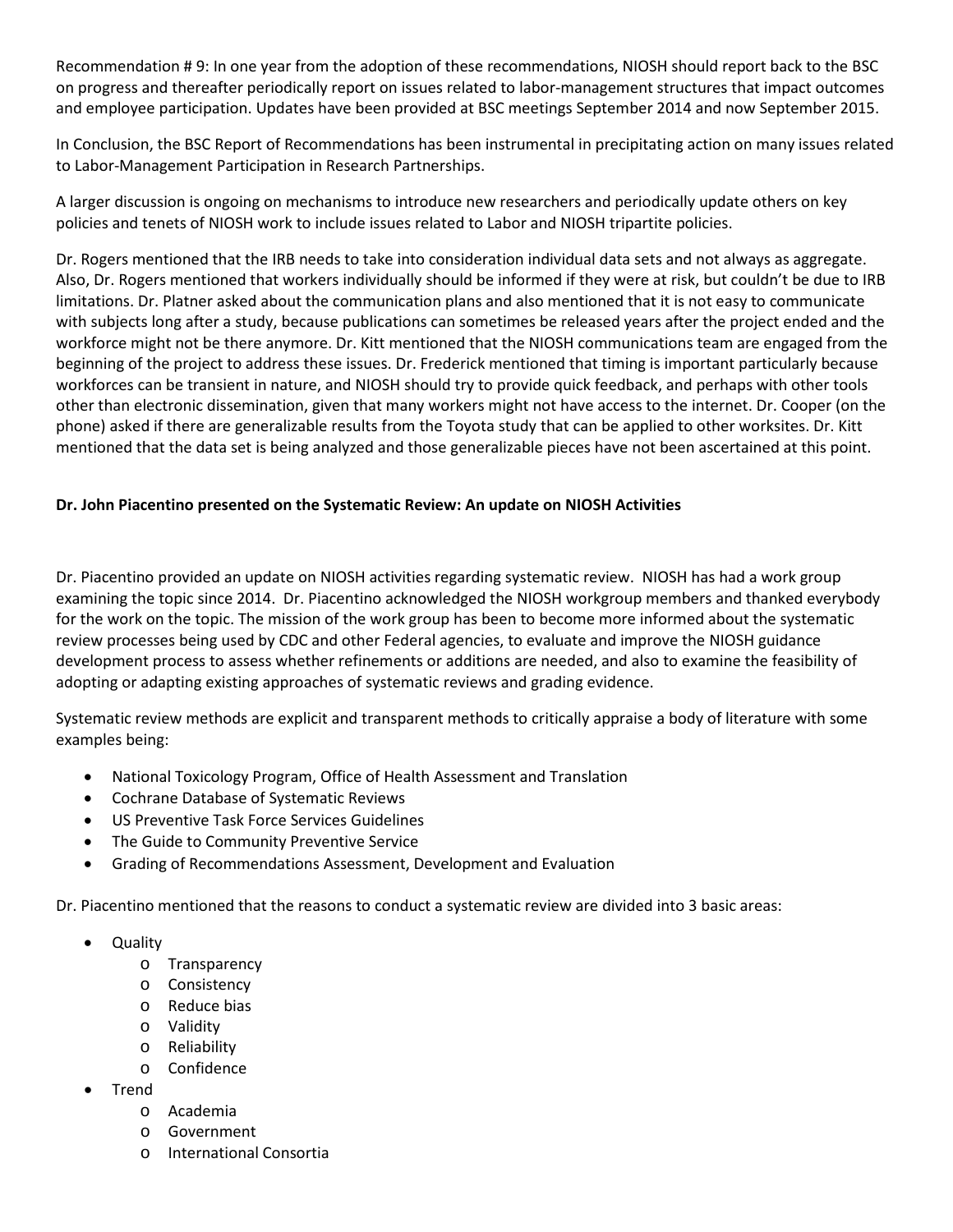Recommendation # 9: In one year from the adoption of these recommendations, NIOSH should report back to the BSC on progress and thereafter periodically report on issues related to labor-management structures that impact outcomes and employee participation. Updates have been provided at BSC meetings September 2014 and now September 2015.

In Conclusion, the BSC Report of Recommendations has been instrumental in precipitating action on many issues related to Labor-Management Participation in Research Partnerships.

A larger discussion is ongoing on mechanisms to introduce new researchers and periodically update others on key policies and tenets of NIOSH work to include issues related to Labor and NIOSH tripartite policies.

Dr. Rogers mentioned that the IRB needs to take into consideration individual data sets and not always as aggregate. Also, Dr. Rogers mentioned that workers individually should be informed if they were at risk, but couldn't be due to IRB limitations. Dr. Platner asked about the communication plans and also mentioned that it is not easy to communicate with subjects long after a study, because publications can sometimes be released years after the project ended and the workforce might not be there anymore. Dr. Kitt mentioned that the NIOSH communications team are engaged from the beginning of the project to address these issues. Dr. Frederick mentioned that timing is important particularly because workforces can be transient in nature, and NIOSH should try to provide quick feedback, and perhaps with other tools other than electronic dissemination, given that many workers might not have access to the internet. Dr. Cooper (on the phone) asked if there are generalizable results from the Toyota study that can be applied to other worksites. Dr. Kitt mentioned that the data set is being analyzed and those generalizable pieces have not been ascertained at this point.

**Dr. John Piacentino presented on the Systematic Review: An update on NIOSH Activities**

Dr. Piacentino provided an update on NIOSH activities regarding systematic review. NIOSH has had a work group examining the topic since 2014. Dr. Piacentino acknowledged the NIOSH workgroup members and thanked everybody for the work on the topic. The mission of the work group has been to become more informed about the systematic review processes being used by CDC and other Federal agencies, to evaluate and improve the NIOSH guidance development process to assess whether refinements or additions are needed, and also to examine the feasibility of adopting or adapting existing approaches of systematic reviews and grading evidence.

Systematic review methods are explicit and transparent methods to critically appraise a body of literature with some examples being:

- National Toxicology Program, Office of Health Assessment and Translation
- Cochrane Database of Systematic Reviews
- US Preventive Task Force Services Guidelines
- The Guide to Community Preventive Service
- Grading of Recommendations Assessment, Development and Evaluation

Dr. Piacentino mentioned that the reasons to conduct a systematic review are divided into 3 basic areas:

- Quality
  - Transparency
  - Consistency
  - Reduce bias
  - Validity
  - Reliability
  - Confidence
- Trend
  - Academia
  - Government
  - International Consortia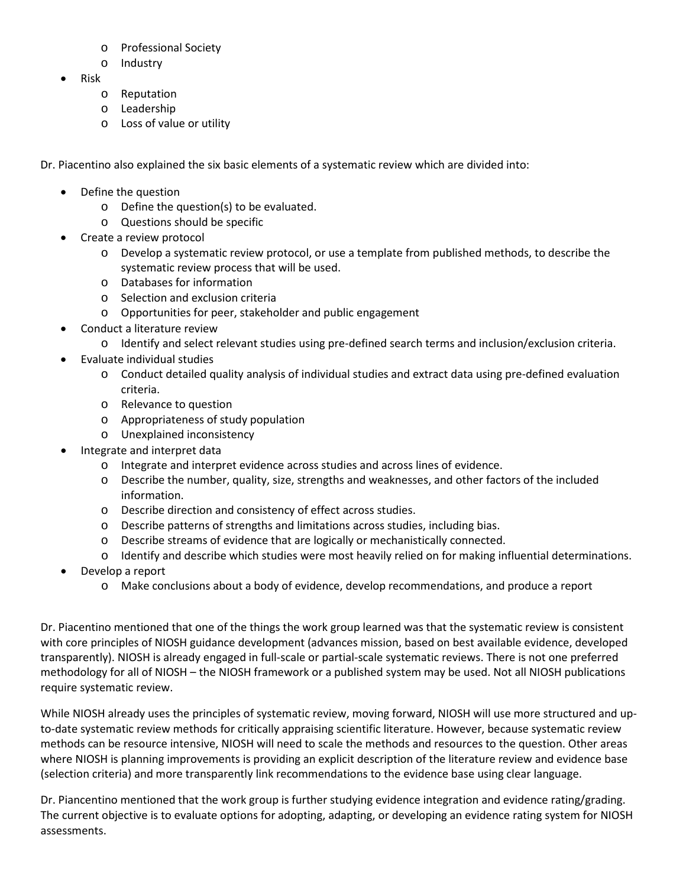- Professional Society
  - Industry
- Risk
  - Reputation
  - Leadership
  - Loss of value or utility

Dr. Piacentino also explained the six basic elements of a systematic review which are divided into:

- Define the question
  - Define the question(s) to be evaluated.
  - Questions should be specific
- Create a review protocol
  - Develop a systematic review protocol, or use a template from published methods, to describe the systematic review process that will be used.
  - Databases for information
  - Selection and exclusion criteria
  - Opportunities for peer, stakeholder and public engagement
- Conduct a literature review
  - Identify and select relevant studies using pre-defined search terms and inclusion/exclusion criteria.
- Evaluate individual studies
  - Conduct detailed quality analysis of individual studies and extract data using pre-defined evaluation criteria.
  - Relevance to question
  - Appropriateness of study population
  - Unexplained inconsistency
- Integrate and interpret data
  - Integrate and interpret evidence across studies and across lines of evidence.
  - Describe the number, quality, size, strengths and weaknesses, and other factors of the included information.
  - Describe direction and consistency of effect across studies.
  - Describe patterns of strengths and limitations across studies, including bias.
  - Describe streams of evidence that are logically or mechanistically connected.
  - Identify and describe which studies were most heavily relied on for making influential determinations.
- Develop a report
  - Make conclusions about a body of evidence, develop recommendations, and produce a report

Dr. Piacentino mentioned that one of the things the work group learned was that the systematic review is consistent with core principles of NIOSH guidance development (advances mission, based on best available evidence, developed transparently). NIOSH is already engaged in full-scale or partial-scale systematic reviews. There is not one preferred methodology for all of NIOSH – the NIOSH framework or a published system may be used. Not all NIOSH publications require systematic review.

While NIOSH already uses the principles of systematic review, moving forward, NIOSH will use more structured and up-to-date systematic review methods for critically appraising scientific literature. However, because systematic review methods can be resource intensive, NIOSH will need to scale the methods and resources to the question. Other areas where NIOSH is planning improvements is providing an explicit description of the literature review and evidence base (selection criteria) and more transparently link recommendations to the evidence base using clear language.

Dr. Piancentino mentioned that the work group is further studying evidence integration and evidence rating/grading. The current objective is to evaluate options for adopting, adapting, or developing an evidence rating system for NIOSH assessments.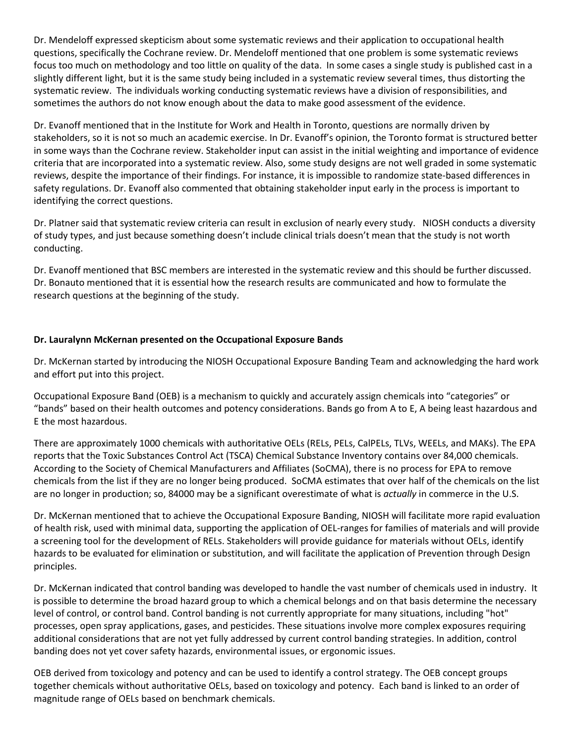Dr. Mendeloff expressed skepticism about some systematic reviews and their application to occupational health questions, specifically the Cochrane review. Dr. Mendeloff mentioned that one problem is some systematic reviews focus too much on methodology and too little on quality of the data. In some cases a single study is published cast in a slightly different light, but it is the same study being included in a systematic review several times, thus distorting the systematic review. The individuals working conducting systematic reviews have a division of responsibilities, and sometimes the authors do not know enough about the data to make good assessment of the evidence.

Dr. Evanoff mentioned that in the Institute for Work and Health in Toronto, questions are normally driven by stakeholders, so it is not so much an academic exercise. In Dr. Evanoff's opinion, the Toronto format is structured better in some ways than the Cochrane review. Stakeholder input can assist in the initial weighting and importance of evidence criteria that are incorporated into a systematic review. Also, some study designs are not well graded in some systematic reviews, despite the importance of their findings. For instance, it is impossible to randomize state-based differences in safety regulations. Dr. Evanoff also commented that obtaining stakeholder input early in the process is important to identifying the correct questions.

Dr. Platner said that systematic review criteria can result in exclusion of nearly every study. NIOSH conducts a diversity of study types, and just because something doesn't include clinical trials doesn't mean that the study is not worth conducting.

Dr. Evanoff mentioned that BSC members are interested in the systematic review and this should be further discussed. Dr. Bonauto mentioned that it is essential how the research results are communicated and how to formulate the research questions at the beginning of the study.

**Dr. Lauralynn McKernan presented on the Occupational Exposure Bands**

Dr. McKernan started by introducing the NIOSH Occupational Exposure Banding Team and acknowledging the hard work and effort put into this project.

Occupational Exposure Band (OEB) is a mechanism to quickly and accurately assign chemicals into "categories" or "bands" based on their health outcomes and potency considerations. Bands go from A to E, A being least hazardous and E the most hazardous.

There are approximately 1000 chemicals with authoritative OELs (RELs, PELs, CalPELs, TLVs, WEELs, and MAKs). The EPA reports that the Toxic Substances Control Act (TSCA) Chemical Substance Inventory contains over 84,000 chemicals. According to the Society of Chemical Manufacturers and Affiliates (SoCMA), there is no process for EPA to remove chemicals from the list if they are no longer being produced. SoCMA estimates that over half of the chemicals on the list are no longer in production; so, 84000 may be a significant overestimate of what is *actually* in commerce in the U.S.

Dr. McKernan mentioned that to achieve the Occupational Exposure Banding, NIOSH will facilitate more rapid evaluation of health risk, used with minimal data, supporting the application of OEL-ranges for families of materials and will provide a screening tool for the development of RELs. Stakeholders will provide guidance for materials without OELs, identify hazards to be evaluated for elimination or substitution, and will facilitate the application of Prevention through Design principles.

Dr. McKernan indicated that control banding was developed to handle the vast number of chemicals used in industry. It is possible to determine the broad hazard group to which a chemical belongs and on that basis determine the necessary level of control, or control band. Control banding is not currently appropriate for many situations, including "hot" processes, open spray applications, gases, and pesticides. These situations involve more complex exposures requiring additional considerations that are not yet fully addressed by current control banding strategies. In addition, control banding does not yet cover safety hazards, environmental issues, or ergonomic issues.

OEB derived from toxicology and potency and can be used to identify a control strategy. The OEB concept groups together chemicals without authoritative OELs, based on toxicology and potency. Each band is linked to an order of magnitude range of OELs based on benchmark chemicals.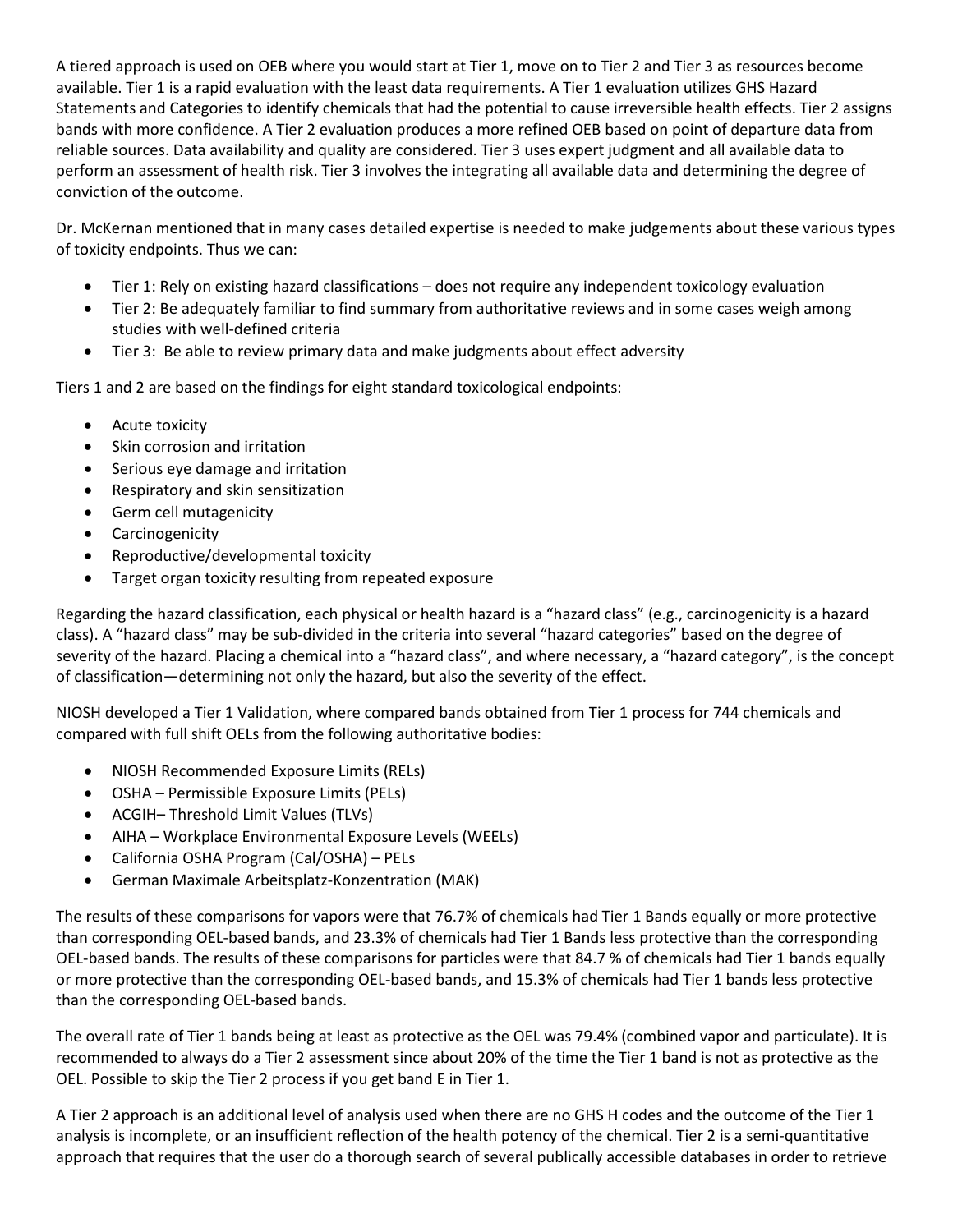A tiered approach is used on OEB where you would start at Tier 1, move on to Tier 2 and Tier 3 as resources become available. Tier 1 is a rapid evaluation with the least data requirements. A Tier 1 evaluation utilizes GHS Hazard Statements and Categories to identify chemicals that had the potential to cause irreversible health effects. Tier 2 assigns bands with more confidence. A Tier 2 evaluation produces a more refined OEB based on point of departure data from reliable sources. Data availability and quality are considered. Tier 3 uses expert judgment and all available data to perform an assessment of health risk. Tier 3 involves the integrating all available data and determining the degree of conviction of the outcome.

Dr. McKernan mentioned that in many cases detailed expertise is needed to make judgements about these various types of toxicity endpoints. Thus we can:

- Tier 1: Rely on existing hazard classifications – does not require any independent toxicology evaluation
- Tier 2: Be adequately familiar to find summary from authoritative reviews and in some cases weigh among studies with well-defined criteria
- Tier 3: Be able to review primary data and make judgments about effect adversity

Tiers 1 and 2 are based on the findings for eight standard toxicological endpoints:

- Acute toxicity
- Skin corrosion and irritation
- Serious eye damage and irritation
- Respiratory and skin sensitization
- Germ cell mutagenicity
- Carcinogenicity
- Reproductive/developmental toxicity
- Target organ toxicity resulting from repeated exposure

Regarding the hazard classification, each physical or health hazard is a "hazard class" (e.g., carcinogenicity is a hazard class). A "hazard class" may be sub-divided in the criteria into several "hazard categories" based on the degree of severity of the hazard. Placing a chemical into a "hazard class", and where necessary, a "hazard category", is the concept of classification—determining not only the hazard, but also the severity of the effect.

NIOSH developed a Tier 1 Validation, where compared bands obtained from Tier 1 process for 744 chemicals and compared with full shift OELs from the following authoritative bodies:

- NIOSH Recommended Exposure Limits (RELs)
- OSHA – Permissible Exposure Limits (PELs)
- ACGIH– Threshold Limit Values (TLVs)
- AIHA – Workplace Environmental Exposure Levels (WEELs)
- California OSHA Program (Cal/OSHA) – PELs
- German Maximale Arbeitsplatz-Konzentration (MAK)

The results of these comparisons for vapors were that 76.7% of chemicals had Tier 1 Bands equally or more protective than corresponding OEL-based bands, and 23.3% of chemicals had Tier 1 Bands less protective than the corresponding OEL-based bands. The results of these comparisons for particles were that 84.7 % of chemicals had Tier 1 bands equally or more protective than the corresponding OEL-based bands, and 15.3% of chemicals had Tier 1 bands less protective than the corresponding OEL-based bands.

The overall rate of Tier 1 bands being at least as protective as the OEL was 79.4% (combined vapor and particulate). It is recommended to always do a Tier 2 assessment since about 20% of the time the Tier 1 band is not as protective as the OEL. Possible to skip the Tier 2 process if you get band E in Tier 1.

A Tier 2 approach is an additional level of analysis used when there are no GHS H codes and the outcome of the Tier 1 analysis is incomplete, or an insufficient reflection of the health potency of the chemical. Tier 2 is a semi-quantitative approach that requires that the user do a thorough search of several publically accessible databases in order to retrieve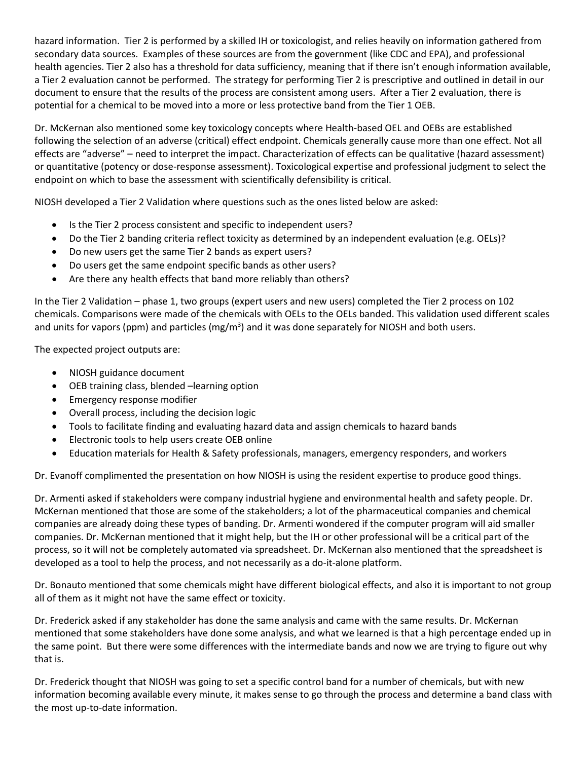hazard information. Tier 2 is performed by a skilled IH or toxicologist, and relies heavily on information gathered from secondary data sources. Examples of these sources are from the government (like CDC and EPA), and professional health agencies. Tier 2 also has a threshold for data sufficiency, meaning that if there isn't enough information available, a Tier 2 evaluation cannot be performed. The strategy for performing Tier 2 is prescriptive and outlined in detail in our document to ensure that the results of the process are consistent among users. After a Tier 2 evaluation, there is potential for a chemical to be moved into a more or less protective band from the Tier 1 OEB.

Dr. McKernan also mentioned some key toxicology concepts where Health-based OEL and OEBs are established following the selection of an adverse (critical) effect endpoint. Chemicals generally cause more than one effect. Not all effects are "adverse" – need to interpret the impact. Characterization of effects can be qualitative (hazard assessment) or quantitative (potency or dose-response assessment). Toxicological expertise and professional judgment to select the endpoint on which to base the assessment with scientifically defensibility is critical.

NIOSH developed a Tier 2 Validation where questions such as the ones listed below are asked:

- Is the Tier 2 process consistent and specific to independent users?
- Do the Tier 2 banding criteria reflect toxicity as determined by an independent evaluation (e.g. OELs)?
- Do new users get the same Tier 2 bands as expert users?
- Do users get the same endpoint specific bands as other users?
- Are there any health effects that band more reliably than others?

In the Tier 2 Validation – phase 1, two groups (expert users and new users) completed the Tier 2 process on 102 chemicals. Comparisons were made of the chemicals with OELs to the OELs banded. This validation used different scales and units for vapors (ppm) and particles (mg/m$^3$) and it was done separately for NIOSH and both users.

The expected project outputs are:

- NIOSH guidance document
- OEB training class, blended –learning option
- Emergency response modifier
- Overall process, including the decision logic
- Tools to facilitate finding and evaluating hazard data and assign chemicals to hazard bands
- Electronic tools to help users create OEB online
- Education materials for Health & Safety professionals, managers, emergency responders, and workers

Dr. Evanoff complimented the presentation on how NIOSH is using the resident expertise to produce good things.

Dr. Armenti asked if stakeholders were company industrial hygiene and environmental health and safety people. Dr. McKernan mentioned that those are some of the stakeholders; a lot of the pharmaceutical companies and chemical companies are already doing these types of banding. Dr. Armenti wondered if the computer program will aid smaller companies. Dr. McKernan mentioned that it might help, but the IH or other professional will be a critical part of the process, so it will not be completely automated via spreadsheet. Dr. McKernan also mentioned that the spreadsheet is developed as a tool to help the process, and not necessarily as a do-it-alone platform.

Dr. Bonauto mentioned that some chemicals might have different biological effects, and also it is important to not group all of them as it might not have the same effect or toxicity.

Dr. Frederick asked if any stakeholder has done the same analysis and came with the same results. Dr. McKernan mentioned that some stakeholders have done some analysis, and what we learned is that a high percentage ended up in the same point. But there were some differences with the intermediate bands and now we are trying to figure out why that is.

Dr. Frederick thought that NIOSH was going to set a specific control band for a number of chemicals, but with new information becoming available every minute, it makes sense to go through the process and determine a band class with the most up-to-date information.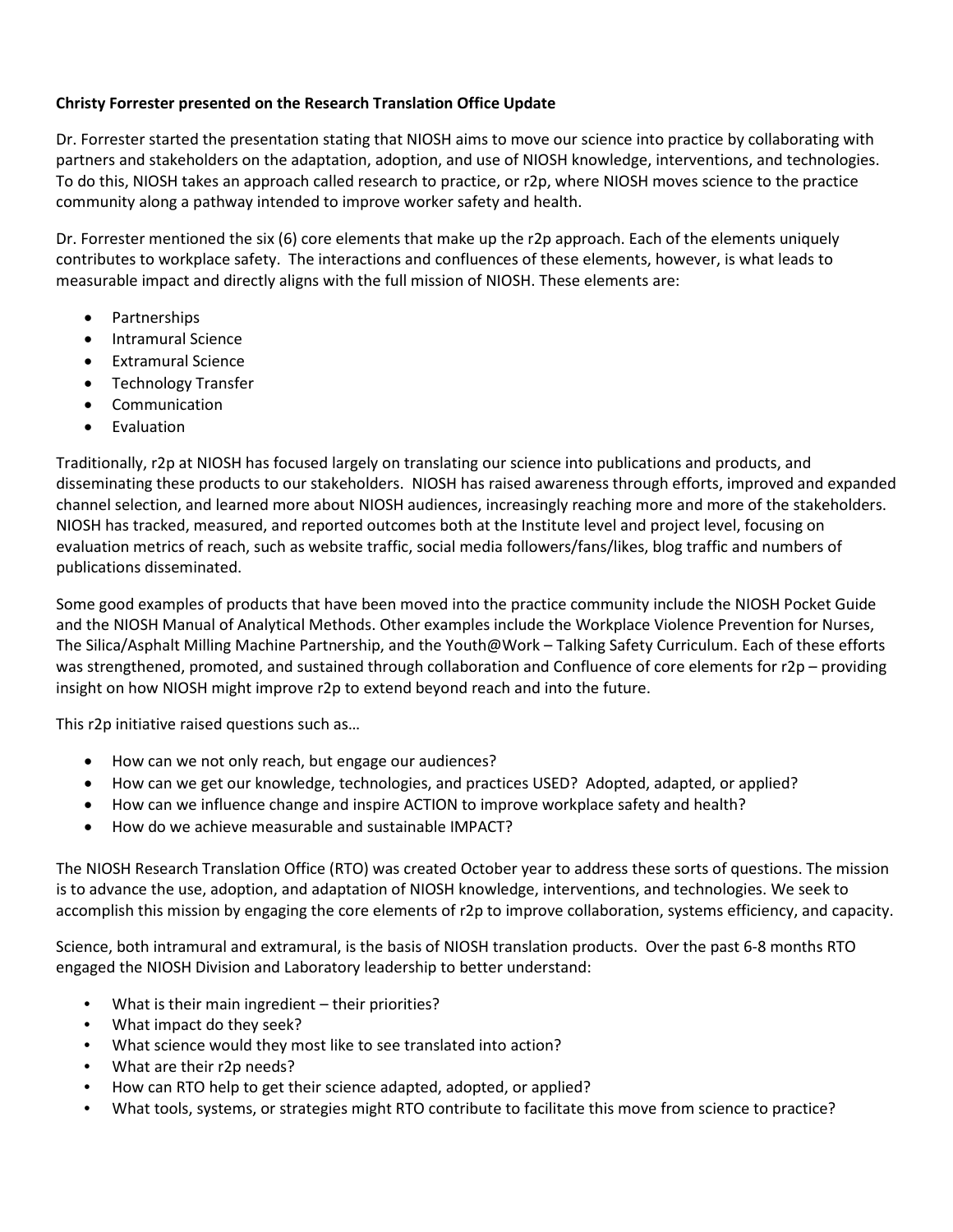**Christy Forrester presented on the Research Translation Office Update**

Dr. Forrester started the presentation stating that NIOSH aims to move our science into practice by collaborating with partners and stakeholders on the adaptation, adoption, and use of NIOSH knowledge, interventions, and technologies. To do this, NIOSH takes an approach called research to practice, or r2p, where NIOSH moves science to the practice community along a pathway intended to improve worker safety and health.

Dr. Forrester mentioned the six (6) core elements that make up the r2p approach. Each of the elements uniquely contributes to workplace safety. The interactions and confluences of these elements, however, is what leads to measurable impact and directly aligns with the full mission of NIOSH. These elements are:

- Partnerships
- Intramural Science
- Extramural Science
- Technology Transfer
- Communication
- Evaluation

Traditionally, r2p at NIOSH has focused largely on translating our science into publications and products, and disseminating these products to our stakeholders. NIOSH has raised awareness through efforts, improved and expanded channel selection, and learned more about NIOSH audiences, increasingly reaching more and more of the stakeholders. NIOSH has tracked, measured, and reported outcomes both at the Institute level and project level, focusing on evaluation metrics of reach, such as website traffic, social media followers/fans/likes, blog traffic and numbers of publications disseminated.

Some good examples of products that have been moved into the practice community include the NIOSH Pocket Guide and the NIOSH Manual of Analytical Methods. Other examples include the Workplace Violence Prevention for Nurses, The Silica/Asphalt Milling Machine Partnership, and the Youth@Work – Talking Safety Curriculum. Each of these efforts was strengthened, promoted, and sustained through collaboration and Confluence of core elements for r2p – providing insight on how NIOSH might improve r2p to extend beyond reach and into the future.

This r2p initiative raised questions such as…

- How can we not only reach, but engage our audiences?
- How can we get our knowledge, technologies, and practices USED? Adopted, adapted, or applied?
- How can we influence change and inspire ACTION to improve workplace safety and health?
- How do we achieve measurable and sustainable IMPACT?

The NIOSH Research Translation Office (RTO) was created October year to address these sorts of questions. The mission is to advance the use, adoption, and adaptation of NIOSH knowledge, interventions, and technologies. We seek to accomplish this mission by engaging the core elements of r2p to improve collaboration, systems efficiency, and capacity.

Science, both intramural and extramural, is the basis of NIOSH translation products. Over the past 6-8 months RTO engaged the NIOSH Division and Laboratory leadership to better understand:

- What is their main ingredient – their priorities?
- What impact do they seek?
- What science would they most like to see translated into action?
- What are their r2p needs?
- How can RTO help to get their science adapted, adopted, or applied?
- What tools, systems, or strategies might RTO contribute to facilitate this move from science to practice?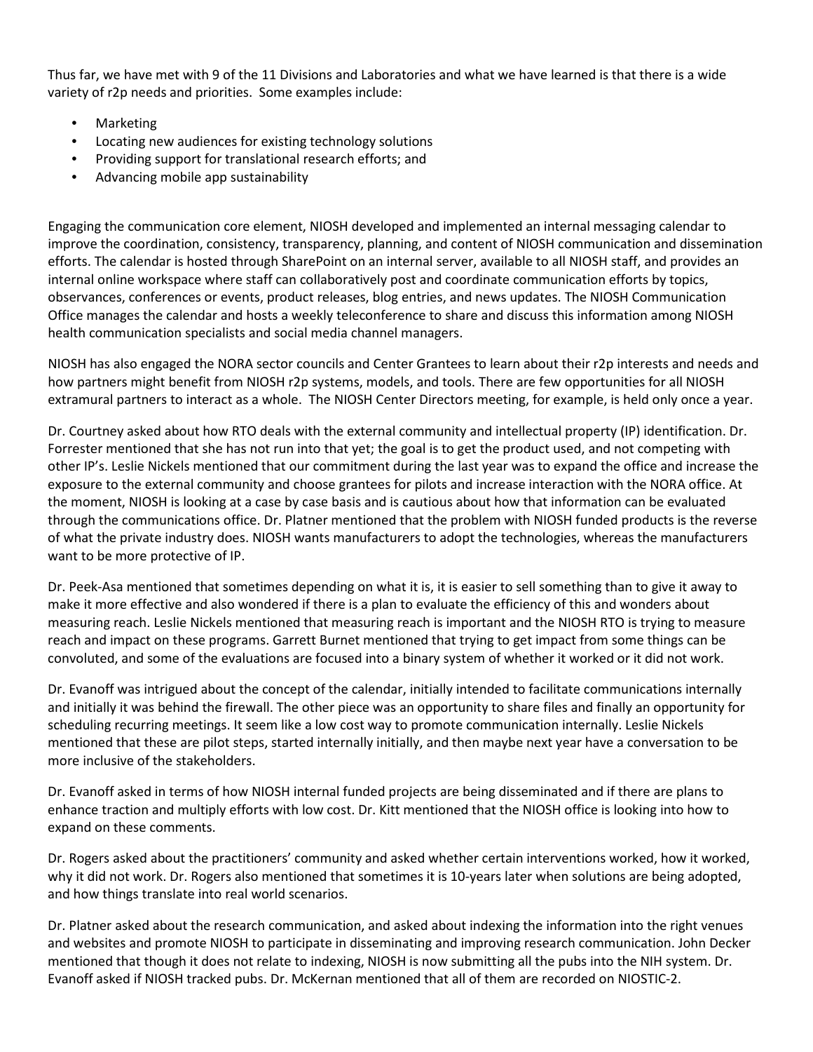Thus far, we have met with 9 of the 11 Divisions and Laboratories and what we have learned is that there is a wide variety of r2p needs and priorities. Some examples include:

- Marketing
- Locating new audiences for existing technology solutions
- Providing support for translational research efforts; and
- Advancing mobile app sustainability

Engaging the communication core element, NIOSH developed and implemented an internal messaging calendar to improve the coordination, consistency, transparency, planning, and content of NIOSH communication and dissemination efforts. The calendar is hosted through SharePoint on an internal server, available to all NIOSH staff, and provides an internal online workspace where staff can collaboratively post and coordinate communication efforts by topics, observances, conferences or events, product releases, blog entries, and news updates. The NIOSH Communication Office manages the calendar and hosts a weekly teleconference to share and discuss this information among NIOSH health communication specialists and social media channel managers.

NIOSH has also engaged the NORA sector councils and Center Grantees to learn about their r2p interests and needs and how partners might benefit from NIOSH r2p systems, models, and tools. There are few opportunities for all NIOSH extramural partners to interact as a whole. The NIOSH Center Directors meeting, for example, is held only once a year.

Dr. Courtney asked about how RTO deals with the external community and intellectual property (IP) identification. Dr. Forrester mentioned that she has not run into that yet; the goal is to get the product used, and not competing with other IP's. Leslie Nickels mentioned that our commitment during the last year was to expand the office and increase the exposure to the external community and choose grantees for pilots and increase interaction with the NORA office. At the moment, NIOSH is looking at a case by case basis and is cautious about how that information can be evaluated through the communications office. Dr. Platner mentioned that the problem with NIOSH funded products is the reverse of what the private industry does. NIOSH wants manufacturers to adopt the technologies, whereas the manufacturers want to be more protective of IP.

Dr. Peek-Asa mentioned that sometimes depending on what it is, it is easier to sell something than to give it away to make it more effective and also wondered if there is a plan to evaluate the efficiency of this and wonders about measuring reach. Leslie Nickels mentioned that measuring reach is important and the NIOSH RTO is trying to measure reach and impact on these programs. Garrett Burnet mentioned that trying to get impact from some things can be convoluted, and some of the evaluations are focused into a binary system of whether it worked or it did not work.

Dr. Evanoff was intrigued about the concept of the calendar, initially intended to facilitate communications internally and initially it was behind the firewall. The other piece was an opportunity to share files and finally an opportunity for scheduling recurring meetings. It seem like a low cost way to promote communication internally. Leslie Nickels mentioned that these are pilot steps, started internally initially, and then maybe next year have a conversation to be more inclusive of the stakeholders.

Dr. Evanoff asked in terms of how NIOSH internal funded projects are being disseminated and if there are plans to enhance traction and multiply efforts with low cost. Dr. Kitt mentioned that the NIOSH office is looking into how to expand on these comments.

Dr. Rogers asked about the practitioners' community and asked whether certain interventions worked, how it worked, why it did not work. Dr. Rogers also mentioned that sometimes it is 10-years later when solutions are being adopted, and how things translate into real world scenarios.

Dr. Platner asked about the research communication, and asked about indexing the information into the right venues and websites and promote NIOSH to participate in disseminating and improving research communication. John Decker mentioned that though it does not relate to indexing, NIOSH is now submitting all the pubs into the NIH system. Dr. Evanoff asked if NIOSH tracked pubs. Dr. McKernan mentioned that all of them are recorded on NIOSTIC-2.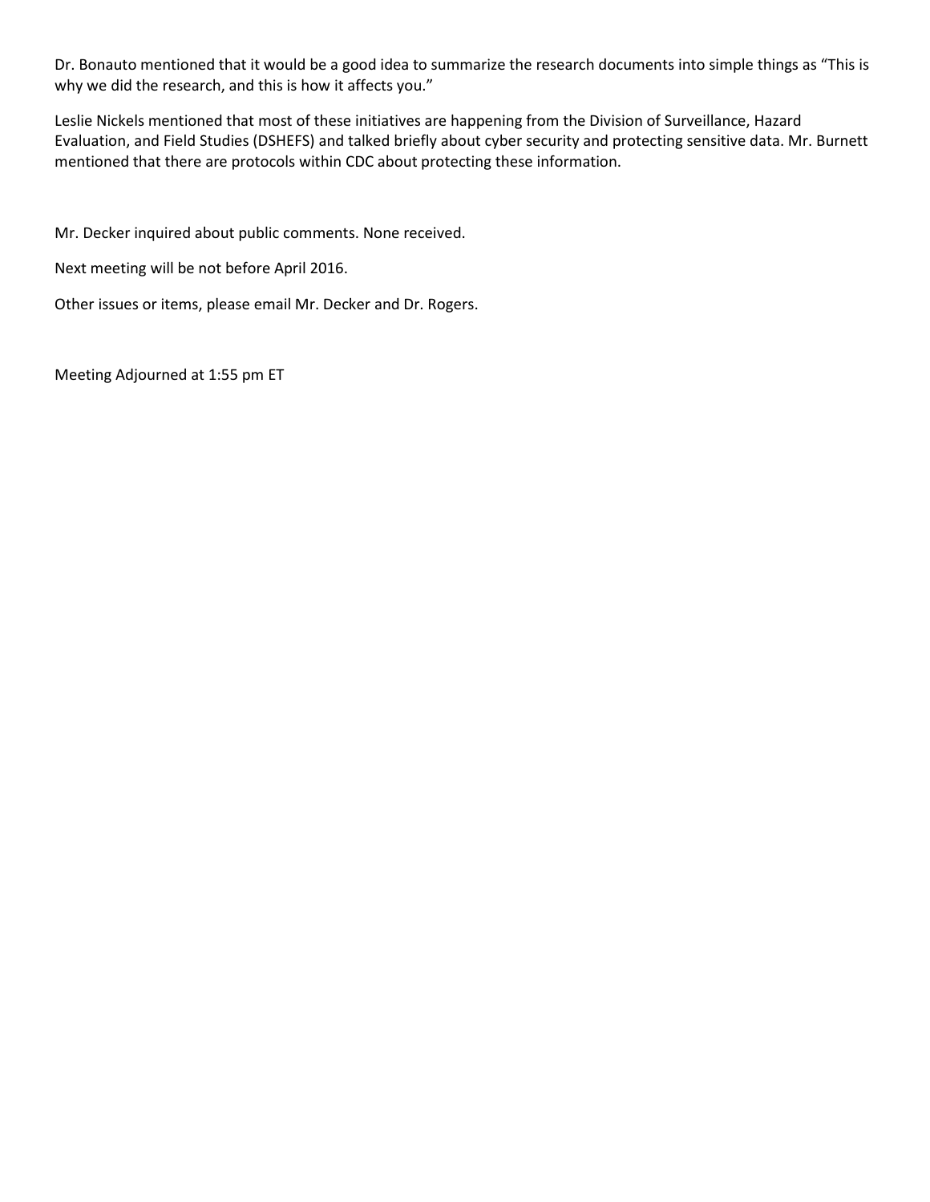Dr. Bonauto mentioned that it would be a good idea to summarize the research documents into simple things as "This is why we did the research, and this is how it affects you."

Leslie Nickels mentioned that most of these initiatives are happening from the Division of Surveillance, Hazard Evaluation, and Field Studies (DSHEFS) and talked briefly about cyber security and protecting sensitive data. Mr. Burnett mentioned that there are protocols within CDC about protecting these information.

Mr. Decker inquired about public comments. None received.

Next meeting will be not before April 2016.

Other issues or items, please email Mr. Decker and Dr. Rogers.

Meeting Adjourned at 1:55 pm ET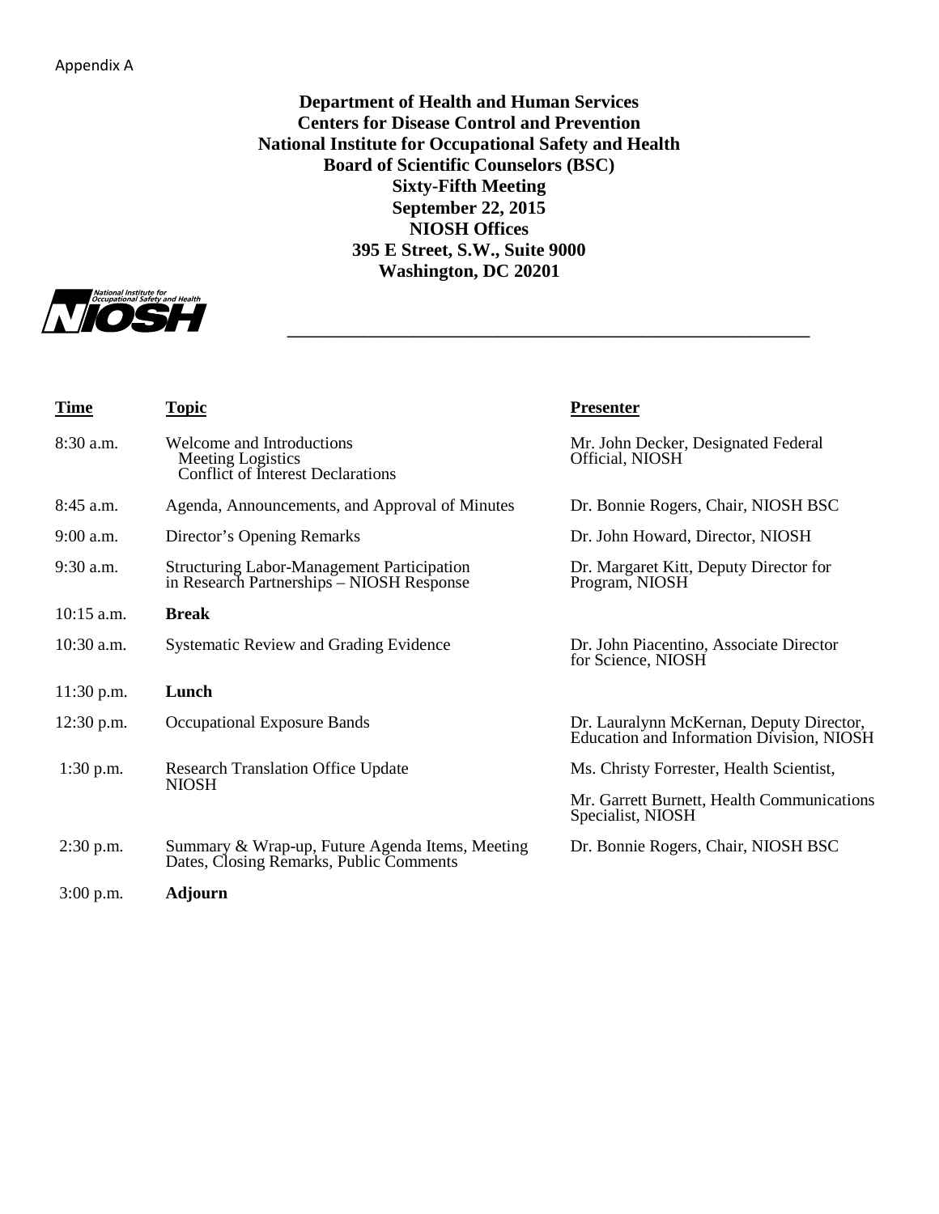Appendix A

**Department of Health and Human Services**
**Centers for Disease Control and Prevention**
**National Institute for Occupational Safety and Health**
**Board of Scientific Counselors (BSC)**
**Sixty-Fifth Meeting**
**September 22, 2015**
**NIOSH Offices**
**395 E Street, S.W., Suite 9000**
**Washington, DC 20201**

| Time | Topic | Presenter |
|---|---|---|
| 8:30 a.m. | Welcome and Introductions<br>Meeting Logistics<br>Conflict of Interest Declarations | Mr. John Decker, Designated Federal Official, NIOSH |
| 8:45 a.m. | Agenda, Announcements, and Approval of Minutes | Dr. Bonnie Rogers, Chair, NIOSH BSC |
| 9:00 a.m. | Director's Opening Remarks | Dr. John Howard, Director, NIOSH |
| 9:30 a.m. | Structuring Labor-Management Participation in Research Partnerships – NIOSH Response | Dr. Margaret Kitt, Deputy Director for Program, NIOSH |
| 10:15 a.m. | **Break** | |
| 10:30 a.m. | Systematic Review and Grading Evidence | Dr. John Piacentino, Associate Director for Science, NIOSH |
| 11:30 p.m. | **Lunch** | |
| 12:30 p.m. | Occupational Exposure Bands | Dr. Lauralynn McKernan, Deputy Director, Education and Information Division, NIOSH |
| 1:30 p.m. | Research Translation Office Update NIOSH | Ms. Christy Forrester, Health Scientist,<br>Mr. Garrett Burnett, Health Communications Specialist, NIOSH |
| 2:30 p.m. | Summary & Wrap-up, Future Agenda Items, Meeting Dates, Closing Remarks, Public Comments | Dr. Bonnie Rogers, Chair, NIOSH BSC |
| 3:00 p.m. | **Adjourn** | |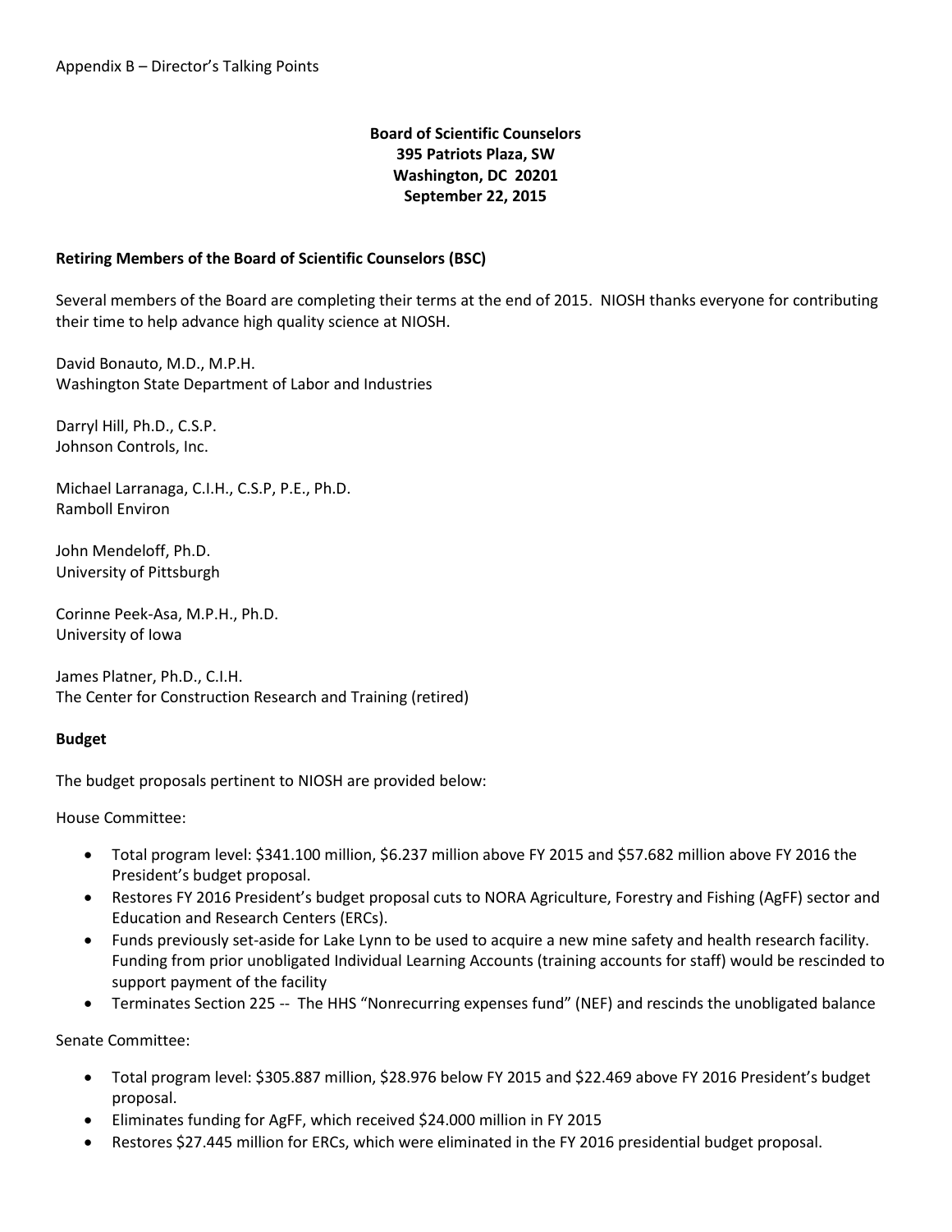Appendix B – Director's Talking Points

**Board of Scientific Counselors**
**395 Patriots Plaza, SW**
**Washington, DC 20201**
**September 22, 2015**

**Retiring Members of the Board of Scientific Counselors (BSC)**

Several members of the Board are completing their terms at the end of 2015. NIOSH thanks everyone for contributing their time to help advance high quality science at NIOSH.

David Bonauto, M.D., M.P.H.
Washington State Department of Labor and Industries

Darryl Hill, Ph.D., C.S.P.
Johnson Controls, Inc.

Michael Larranaga, C.I.H., C.S.P, P.E., Ph.D.
Ramboll Environ

John Mendeloff, Ph.D.
University of Pittsburgh

Corinne Peek-Asa, M.P.H., Ph.D.
University of Iowa

James Platner, Ph.D., C.I.H.
The Center for Construction Research and Training (retired)

**Budget**

The budget proposals pertinent to NIOSH are provided below:

House Committee:

- Total program level: $341.100 million, $6.237 million above FY 2015 and $57.682 million above FY 2016 the President's budget proposal.
- Restores FY 2016 President's budget proposal cuts to NORA Agriculture, Forestry and Fishing (AgFF) sector and Education and Research Centers (ERCs).
- Funds previously set-aside for Lake Lynn to be used to acquire a new mine safety and health research facility. Funding from prior unobligated Individual Learning Accounts (training accounts for staff) would be rescinded to support payment of the facility
- Terminates Section 225 -- The HHS "Nonrecurring expenses fund" (NEF) and rescinds the unobligated balance

Senate Committee:

- Total program level: $305.887 million, $28.976 below FY 2015 and $22.469 above FY 2016 President's budget proposal.
- Eliminates funding for AgFF, which received $24.000 million in FY 2015
- Restores $27.445 million for ERCs, which were eliminated in the FY 2016 presidential budget proposal.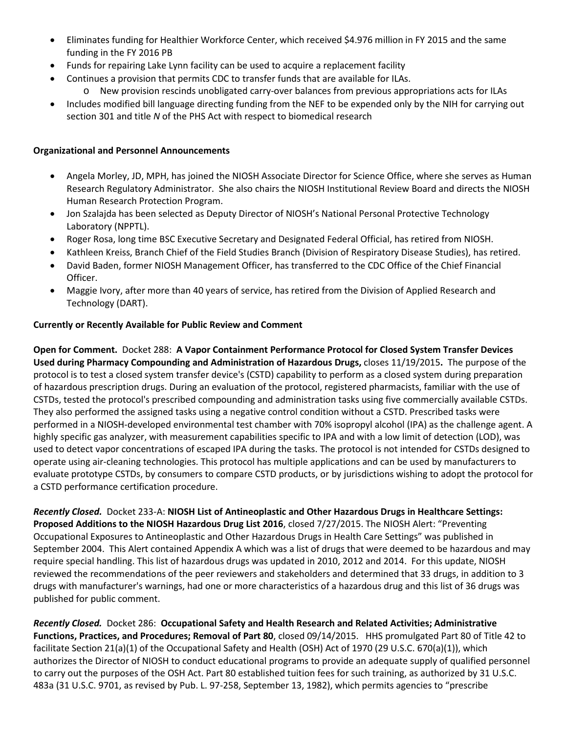- Eliminates funding for Healthier Workforce Center, which received $4.976 million in FY 2015 and the same funding in the FY 2016 PB
- Funds for repairing Lake Lynn facility can be used to acquire a replacement facility
- Continues a provision that permits CDC to transfer funds that are available for ILAs.
  - New provision rescinds unobligated carry-over balances from previous appropriations acts for ILAs
- Includes modified bill language directing funding from the NEF to be expended only by the NIH for carrying out section 301 and title *N* of the PHS Act with respect to biomedical research

**Organizational and Personnel Announcements**

- Angela Morley, JD, MPH, has joined the NIOSH Associate Director for Science Office, where she serves as Human Research Regulatory Administrator. She also chairs the NIOSH Institutional Review Board and directs the NIOSH Human Research Protection Program.
- Jon Szalajda has been selected as Deputy Director of NIOSH's National Personal Protective Technology Laboratory (NPPTL).
- Roger Rosa, long time BSC Executive Secretary and Designated Federal Official, has retired from NIOSH.
- Kathleen Kreiss, Branch Chief of the Field Studies Branch (Division of Respiratory Disease Studies), has retired.
- David Baden, former NIOSH Management Officer, has transferred to the CDC Office of the Chief Financial Officer.
- Maggie Ivory, after more than 40 years of service, has retired from the Division of Applied Research and Technology (DART).

**Currently or Recently Available for Public Review and Comment**

**Open for Comment.** Docket 288: **A Vapor Containment Performance Protocol for Closed System Transfer Devices Used during Pharmacy Compounding and Administration of Hazardous Drugs,** closes 11/19/2015**.** The purpose of the protocol is to test a closed system transfer device's (CSTD) capability to perform as a closed system during preparation of hazardous prescription drugs. During an evaluation of the protocol, registered pharmacists, familiar with the use of CSTDs, tested the protocol's prescribed compounding and administration tasks using five commercially available CSTDs. They also performed the assigned tasks using a negative control condition without a CSTD. Prescribed tasks were performed in a NIOSH-developed environmental test chamber with 70% isopropyl alcohol (IPA) as the challenge agent. A highly specific gas analyzer, with measurement capabilities specific to IPA and with a low limit of detection (LOD), was used to detect vapor concentrations of escaped IPA during the tasks. The protocol is not intended for CSTDs designed to operate using air-cleaning technologies. This protocol has multiple applications and can be used by manufacturers to evaluate prototype CSTDs, by consumers to compare CSTD products, or by jurisdictions wishing to adopt the protocol for a CSTD performance certification procedure.

***Recently Closed.*** Docket 233-A: **NIOSH List of Antineoplastic and Other Hazardous Drugs in Healthcare Settings: Proposed Additions to the NIOSH Hazardous Drug List 2016**, closed 7/27/2015. The NIOSH Alert: "Preventing Occupational Exposures to Antineoplastic and Other Hazardous Drugs in Health Care Settings" was published in September 2004. This Alert contained Appendix A which was a list of drugs that were deemed to be hazardous and may require special handling. This list of hazardous drugs was updated in 2010, 2012 and 2014. For this update, NIOSH reviewed the recommendations of the peer reviewers and stakeholders and determined that 33 drugs, in addition to 3 drugs with manufacturer's warnings, had one or more characteristics of a hazardous drug and this list of 36 drugs was published for public comment.

***Recently Closed.*** Docket 286: **Occupational Safety and Health Research and Related Activities; Administrative Functions, Practices, and Procedures; Removal of Part 80**, closed 09/14/2015. HHS promulgated Part 80 of Title 42 to facilitate Section 21(a)(1) of the Occupational Safety and Health (OSH) Act of 1970 (29 U.S.C. 670(a)(1)), which authorizes the Director of NIOSH to conduct educational programs to provide an adequate supply of qualified personnel to carry out the purposes of the OSH Act. Part 80 established tuition fees for such training, as authorized by 31 U.S.C. 483a (31 U.S.C. 9701, as revised by Pub. L. 97-258, September 13, 1982), which permits agencies to "prescribe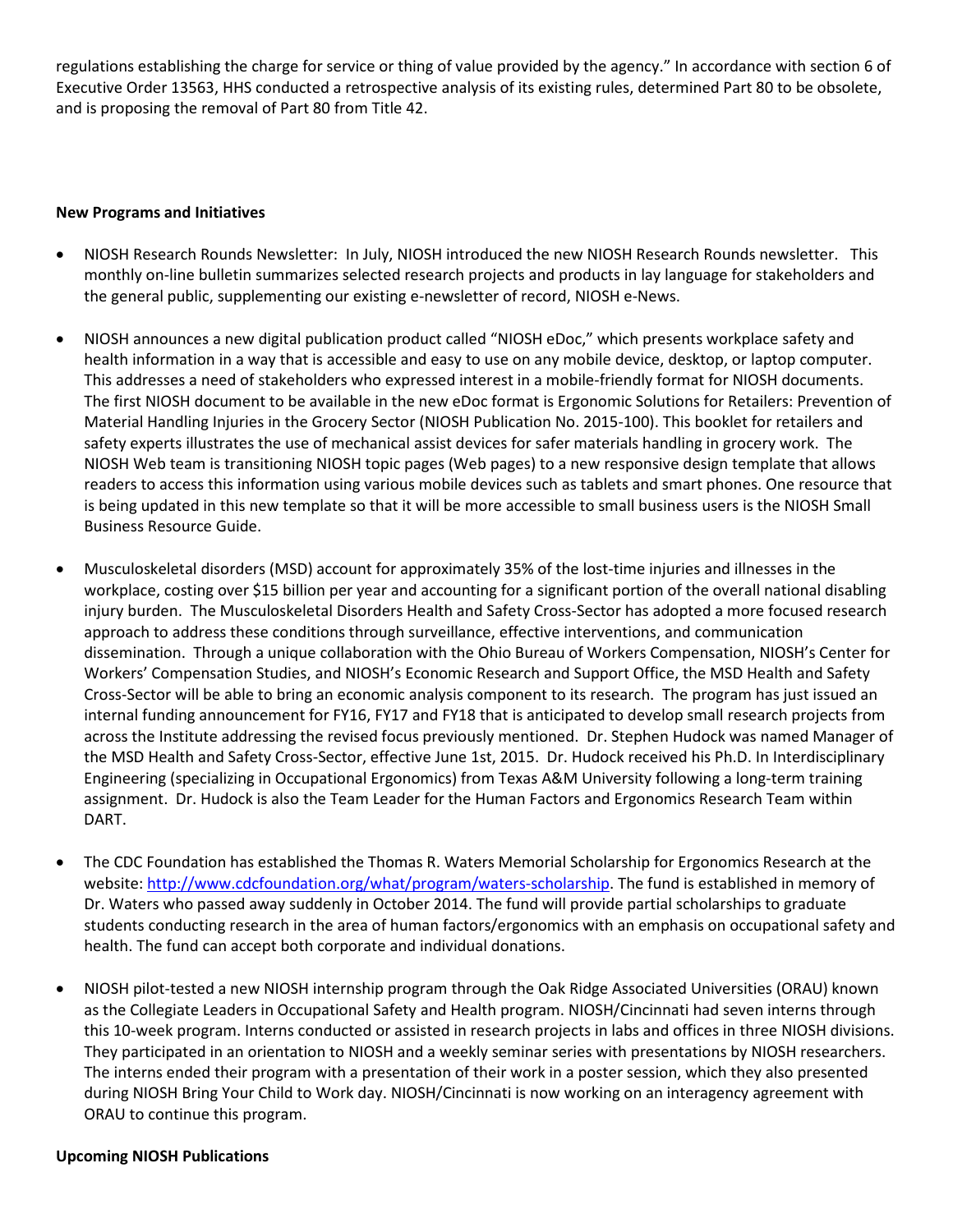regulations establishing the charge for service or thing of value provided by the agency." In accordance with section 6 of Executive Order 13563, HHS conducted a retrospective analysis of its existing rules, determined Part 80 to be obsolete, and is proposing the removal of Part 80 from Title 42.

**New Programs and Initiatives**

- NIOSH Research Rounds Newsletter: In July, NIOSH introduced the new NIOSH Research Rounds newsletter. This monthly on-line bulletin summarizes selected research projects and products in lay language for stakeholders and the general public, supplementing our existing e-newsletter of record, NIOSH e-News.

- NIOSH announces a new digital publication product called "NIOSH eDoc," which presents workplace safety and health information in a way that is accessible and easy to use on any mobile device, desktop, or laptop computer. This addresses a need of stakeholders who expressed interest in a mobile-friendly format for NIOSH documents. The first NIOSH document to be available in the new eDoc format is Ergonomic Solutions for Retailers: Prevention of Material Handling Injuries in the Grocery Sector (NIOSH Publication No. 2015-100). This booklet for retailers and safety experts illustrates the use of mechanical assist devices for safer materials handling in grocery work. The NIOSH Web team is transitioning NIOSH topic pages (Web pages) to a new responsive design template that allows readers to access this information using various mobile devices such as tablets and smart phones. One resource that is being updated in this new template so that it will be more accessible to small business users is the NIOSH Small Business Resource Guide.

- Musculoskeletal disorders (MSD) account for approximately 35% of the lost-time injuries and illnesses in the workplace, costing over $15 billion per year and accounting for a significant portion of the overall national disabling injury burden. The Musculoskeletal Disorders Health and Safety Cross-Sector has adopted a more focused research approach to address these conditions through surveillance, effective interventions, and communication dissemination. Through a unique collaboration with the Ohio Bureau of Workers Compensation, NIOSH's Center for Workers' Compensation Studies, and NIOSH's Economic Research and Support Office, the MSD Health and Safety Cross-Sector will be able to bring an economic analysis component to its research. The program has just issued an internal funding announcement for FY16, FY17 and FY18 that is anticipated to develop small research projects from across the Institute addressing the revised focus previously mentioned. Dr. Stephen Hudock was named Manager of the MSD Health and Safety Cross-Sector, effective June 1st, 2015. Dr. Hudock received his Ph.D. In Interdisciplinary Engineering (specializing in Occupational Ergonomics) from Texas A&M University following a long-term training assignment. Dr. Hudock is also the Team Leader for the Human Factors and Ergonomics Research Team within DART.

- The CDC Foundation has established the Thomas R. Waters Memorial Scholarship for Ergonomics Research at the website: http://www.cdcfoundation.org/what/program/waters-scholarship. The fund is established in memory of Dr. Waters who passed away suddenly in October 2014. The fund will provide partial scholarships to graduate students conducting research in the area of human factors/ergonomics with an emphasis on occupational safety and health. The fund can accept both corporate and individual donations.

- NIOSH pilot-tested a new NIOSH internship program through the Oak Ridge Associated Universities (ORAU) known as the Collegiate Leaders in Occupational Safety and Health program. NIOSH/Cincinnati had seven interns through this 10-week program. Interns conducted or assisted in research projects in labs and offices in three NIOSH divisions. They participated in an orientation to NIOSH and a weekly seminar series with presentations by NIOSH researchers. The interns ended their program with a presentation of their work in a poster session, which they also presented during NIOSH Bring Your Child to Work day. NIOSH/Cincinnati is now working on an interagency agreement with ORAU to continue this program.

**Upcoming NIOSH Publications**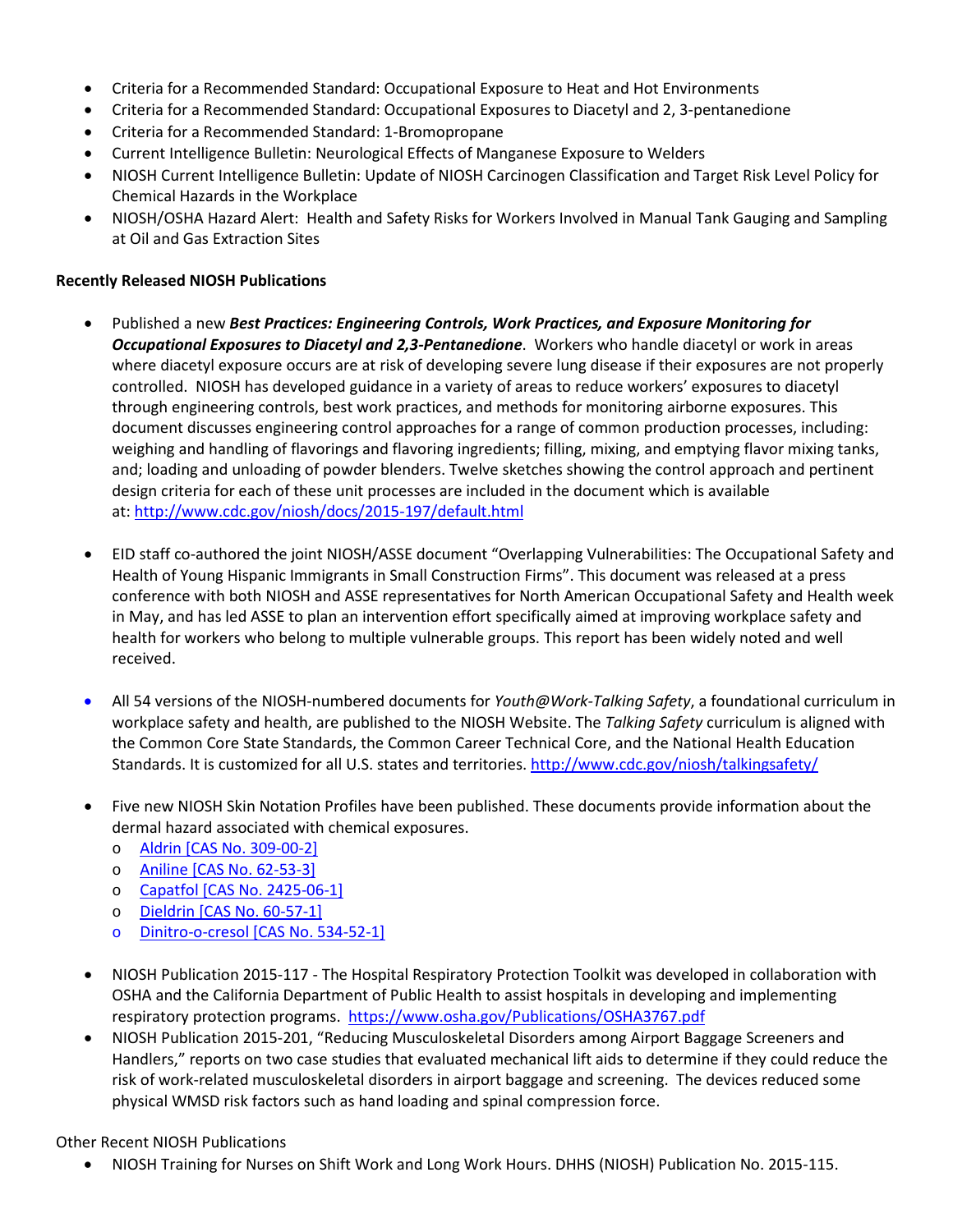- Criteria for a Recommended Standard: Occupational Exposure to Heat and Hot Environments
- Criteria for a Recommended Standard: Occupational Exposures to Diacetyl and 2, 3-pentanedione
- Criteria for a Recommended Standard: 1-Bromopropane
- Current Intelligence Bulletin: Neurological Effects of Manganese Exposure to Welders
- NIOSH Current Intelligence Bulletin: Update of NIOSH Carcinogen Classification and Target Risk Level Policy for Chemical Hazards in the Workplace
- NIOSH/OSHA Hazard Alert: Health and Safety Risks for Workers Involved in Manual Tank Gauging and Sampling at Oil and Gas Extraction Sites

**Recently Released NIOSH Publications**

- Published a new ***Best Practices: Engineering Controls, Work Practices, and Exposure Monitoring for Occupational Exposures to Diacetyl and 2,3-Pentanedione***. Workers who handle diacetyl or work in areas where diacetyl exposure occurs are at risk of developing severe lung disease if their exposures are not properly controlled. NIOSH has developed guidance in a variety of areas to reduce workers' exposures to diacetyl through engineering controls, best work practices, and methods for monitoring airborne exposures. This document discusses engineering control approaches for a range of common production processes, including: weighing and handling of flavorings and flavoring ingredients; filling, mixing, and emptying flavor mixing tanks, and; loading and unloading of powder blenders. Twelve sketches showing the control approach and pertinent design criteria for each of these unit processes are included in the document which is available at: http://www.cdc.gov/niosh/docs/2015-197/default.html

- EID staff co-authored the joint NIOSH/ASSE document "Overlapping Vulnerabilities: The Occupational Safety and Health of Young Hispanic Immigrants in Small Construction Firms". This document was released at a press conference with both NIOSH and ASSE representatives for North American Occupational Safety and Health week in May, and has led ASSE to plan an intervention effort specifically aimed at improving workplace safety and health for workers who belong to multiple vulnerable groups. This report has been widely noted and well received.

- All 54 versions of the NIOSH-numbered documents for *Youth@Work-Talking Safety*, a foundational curriculum in workplace safety and health, are published to the NIOSH Website. The *Talking Safety* curriculum is aligned with the Common Core State Standards, the Common Career Technical Core, and the National Health Education Standards. It is customized for all U.S. states and territories. http://www.cdc.gov/niosh/talkingsafety/

- Five new NIOSH Skin Notation Profiles have been published. These documents provide information about the dermal hazard associated with chemical exposures.
  - Aldrin [CAS No. 309-00-2]
  - Aniline [CAS No. 62-53-3]
  - Capatfol [CAS No. 2425-06-1]
  - Dieldrin [CAS No. 60-57-1]
  - Dinitro-o-cresol [CAS No. 534-52-1]

- NIOSH Publication 2015-117 - The Hospital Respiratory Protection Toolkit was developed in collaboration with OSHA and the California Department of Public Health to assist hospitals in developing and implementing respiratory protection programs. https://www.osha.gov/Publications/OSHA3767.pdf
- NIOSH Publication 2015-201, "Reducing Musculoskeletal Disorders among Airport Baggage Screeners and Handlers," reports on two case studies that evaluated mechanical lift aids to determine if they could reduce the risk of work-related musculoskeletal disorders in airport baggage and screening. The devices reduced some physical WMSD risk factors such as hand loading and spinal compression force.

Other Recent NIOSH Publications

- NIOSH Training for Nurses on Shift Work and Long Work Hours. DHHS (NIOSH) Publication No. 2015-115.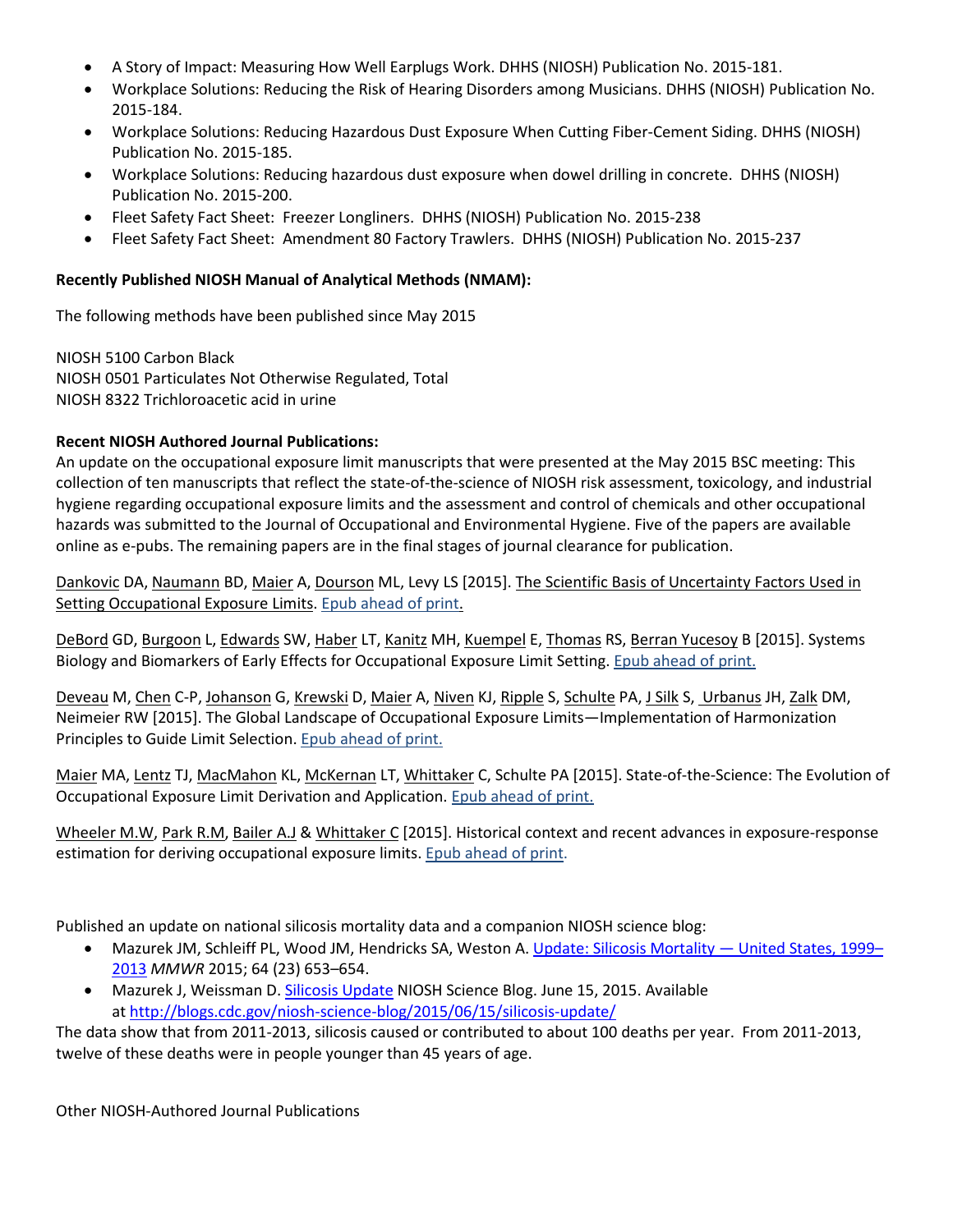- A Story of Impact: Measuring How Well Earplugs Work. DHHS (NIOSH) Publication No. 2015-181.
- Workplace Solutions: Reducing the Risk of Hearing Disorders among Musicians. DHHS (NIOSH) Publication No. 2015-184.
- Workplace Solutions: Reducing Hazardous Dust Exposure When Cutting Fiber-Cement Siding. DHHS (NIOSH) Publication No. 2015-185.
- Workplace Solutions: Reducing hazardous dust exposure when dowel drilling in concrete. DHHS (NIOSH) Publication No. 2015-200.
- Fleet Safety Fact Sheet: Freezer Longliners. DHHS (NIOSH) Publication No. 2015-238
- Fleet Safety Fact Sheet: Amendment 80 Factory Trawlers. DHHS (NIOSH) Publication No. 2015-237

**Recently Published NIOSH Manual of Analytical Methods (NMAM):**

The following methods have been published since May 2015

NIOSH 5100 Carbon Black
NIOSH 0501 Particulates Not Otherwise Regulated, Total
NIOSH 8322 Trichloroacetic acid in urine

**Recent NIOSH Authored Journal Publications:**
An update on the occupational exposure limit manuscripts that were presented at the May 2015 BSC meeting: This collection of ten manuscripts that reflect the state-of-the-science of NIOSH risk assessment, toxicology, and industrial hygiene regarding occupational exposure limits and the assessment and control of chemicals and other occupational hazards was submitted to the Journal of Occupational and Environmental Hygiene. Five of the papers are available online as e-pubs. The remaining papers are in the final stages of journal clearance for publication.

Dankovic DA, Naumann BD, Maier A, Dourson ML, Levy LS [2015]. The Scientific Basis of Uncertainty Factors Used in Setting Occupational Exposure Limits. Epub ahead of print.

DeBord GD, Burgoon L, Edwards SW, Haber LT, Kanitz MH, Kuempel E, Thomas RS, Berran Yucesoy B [2015]. Systems Biology and Biomarkers of Early Effects for Occupational Exposure Limit Setting. Epub ahead of print.

Deveau M, Chen C-P, Johanson G, Krewski D, Maier A, Niven KJ, Ripple S, Schulte PA, J Silk S, Urbanus JH, Zalk DM, Neimeier RW [2015]. The Global Landscape of Occupational Exposure Limits—Implementation of Harmonization Principles to Guide Limit Selection. Epub ahead of print.

Maier MA, Lentz TJ, MacMahon KL, McKernan LT, Whittaker C, Schulte PA [2015]. State-of-the-Science: The Evolution of Occupational Exposure Limit Derivation and Application. Epub ahead of print.

Wheeler M.W, Park R.M, Bailer A.J & Whittaker C [2015]. Historical context and recent advances in exposure-response estimation for deriving occupational exposure limits. Epub ahead of print.

Published an update on national silicosis mortality data and a companion NIOSH science blog:

- Mazurek JM, Schleiff PL, Wood JM, Hendricks SA, Weston A. Update: Silicosis Mortality — United States, 1999–2013 *MMWR* 2015; 64 (23) 653–654.
- Mazurek J, Weissman D. Silicosis Update NIOSH Science Blog. June 15, 2015. Available at http://blogs.cdc.gov/niosh-science-blog/2015/06/15/silicosis-update/

The data show that from 2011-2013, silicosis caused or contributed to about 100 deaths per year. From 2011-2013, twelve of these deaths were in people younger than 45 years of age.

Other NIOSH-Authored Journal Publications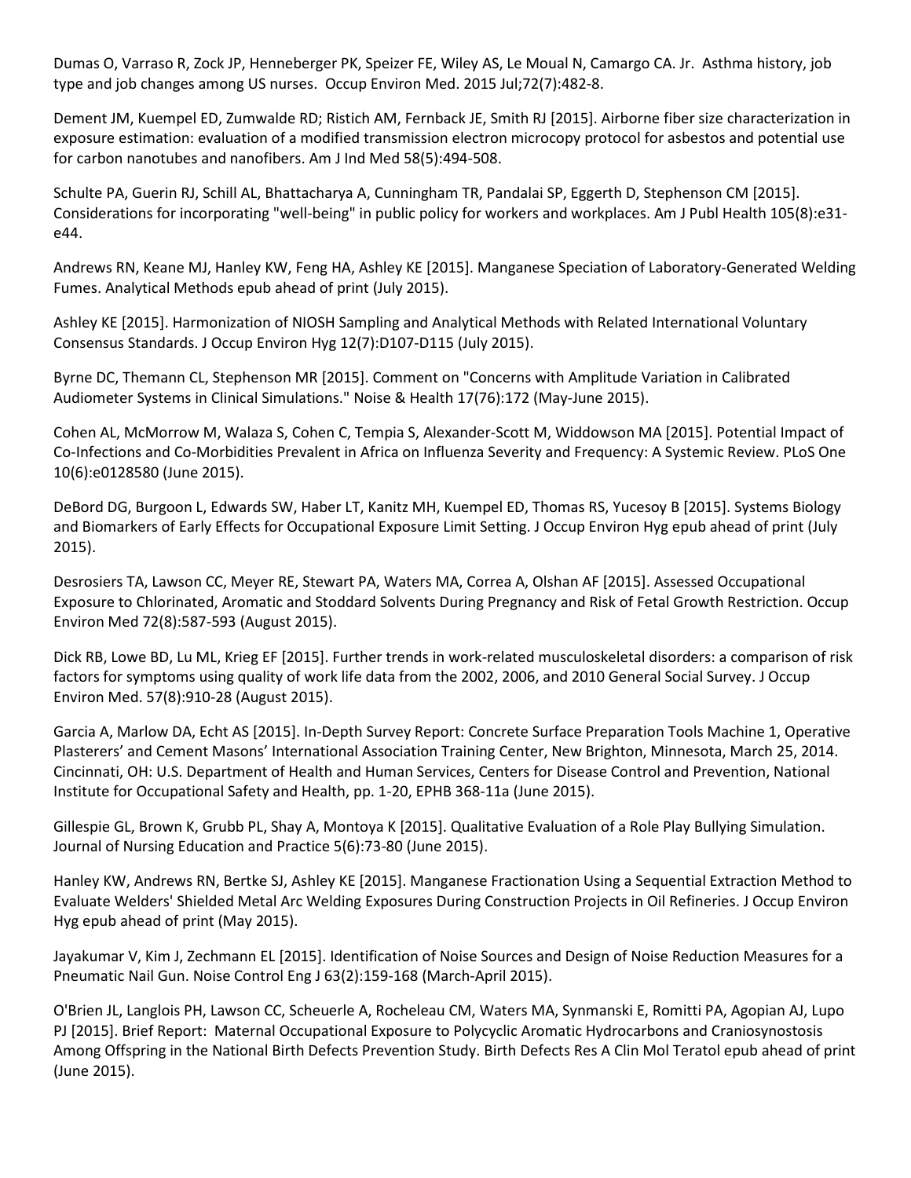Dumas O, Varraso R, Zock JP, Henneberger PK, Speizer FE, Wiley AS, Le Moual N, Camargo CA. Jr. Asthma history, job type and job changes among US nurses. Occup Environ Med. 2015 Jul;72(7):482-8.

Dement JM, Kuempel ED, Zumwalde RD; Ristich AM, Fernback JE, Smith RJ [2015]. Airborne fiber size characterization in exposure estimation: evaluation of a modified transmission electron microcopy protocol for asbestos and potential use for carbon nanotubes and nanofibers. Am J Ind Med 58(5):494-508.

Schulte PA, Guerin RJ, Schill AL, Bhattacharya A, Cunningham TR, Pandalai SP, Eggerth D, Stephenson CM [2015]. Considerations for incorporating "well-being" in public policy for workers and workplaces. Am J Publ Health 105(8):e31-e44.

Andrews RN, Keane MJ, Hanley KW, Feng HA, Ashley KE [2015]. Manganese Speciation of Laboratory-Generated Welding Fumes. Analytical Methods epub ahead of print (July 2015).

Ashley KE [2015]. Harmonization of NIOSH Sampling and Analytical Methods with Related International Voluntary Consensus Standards. J Occup Environ Hyg 12(7):D107-D115 (July 2015).

Byrne DC, Themann CL, Stephenson MR [2015]. Comment on "Concerns with Amplitude Variation in Calibrated Audiometer Systems in Clinical Simulations." Noise & Health 17(76):172 (May-June 2015).

Cohen AL, McMorrow M, Walaza S, Cohen C, Tempia S, Alexander-Scott M, Widdowson MA [2015]. Potential Impact of Co-Infections and Co-Morbidities Prevalent in Africa on Influenza Severity and Frequency: A Systemic Review. PLoS One 10(6):e0128580 (June 2015).

DeBord DG, Burgoon L, Edwards SW, Haber LT, Kanitz MH, Kuempel ED, Thomas RS, Yucesoy B [2015]. Systems Biology and Biomarkers of Early Effects for Occupational Exposure Limit Setting. J Occup Environ Hyg epub ahead of print (July 2015).

Desrosiers TA, Lawson CC, Meyer RE, Stewart PA, Waters MA, Correa A, Olshan AF [2015]. Assessed Occupational Exposure to Chlorinated, Aromatic and Stoddard Solvents During Pregnancy and Risk of Fetal Growth Restriction. Occup Environ Med 72(8):587-593 (August 2015).

Dick RB, Lowe BD, Lu ML, Krieg EF [2015]. Further trends in work-related musculoskeletal disorders: a comparison of risk factors for symptoms using quality of work life data from the 2002, 2006, and 2010 General Social Survey. J Occup Environ Med. 57(8):910-28 (August 2015).

Garcia A, Marlow DA, Echt AS [2015]. In-Depth Survey Report: Concrete Surface Preparation Tools Machine 1, Operative Plasterers' and Cement Masons' International Association Training Center, New Brighton, Minnesota, March 25, 2014. Cincinnati, OH: U.S. Department of Health and Human Services, Centers for Disease Control and Prevention, National Institute for Occupational Safety and Health, pp. 1-20, EPHB 368-11a (June 2015).

Gillespie GL, Brown K, Grubb PL, Shay A, Montoya K [2015]. Qualitative Evaluation of a Role Play Bullying Simulation. Journal of Nursing Education and Practice 5(6):73-80 (June 2015).

Hanley KW, Andrews RN, Bertke SJ, Ashley KE [2015]. Manganese Fractionation Using a Sequential Extraction Method to Evaluate Welders' Shielded Metal Arc Welding Exposures During Construction Projects in Oil Refineries. J Occup Environ Hyg epub ahead of print (May 2015).

Jayakumar V, Kim J, Zechmann EL [2015]. Identification of Noise Sources and Design of Noise Reduction Measures for a Pneumatic Nail Gun. Noise Control Eng J 63(2):159-168 (March-April 2015).

O'Brien JL, Langlois PH, Lawson CC, Scheuerle A, Rocheleau CM, Waters MA, Synmanski E, Romitti PA, Agopian AJ, Lupo PJ [2015]. Brief Report: Maternal Occupational Exposure to Polycyclic Aromatic Hydrocarbons and Craniosynostosis Among Offspring in the National Birth Defects Prevention Study. Birth Defects Res A Clin Mol Teratol epub ahead of print (June 2015).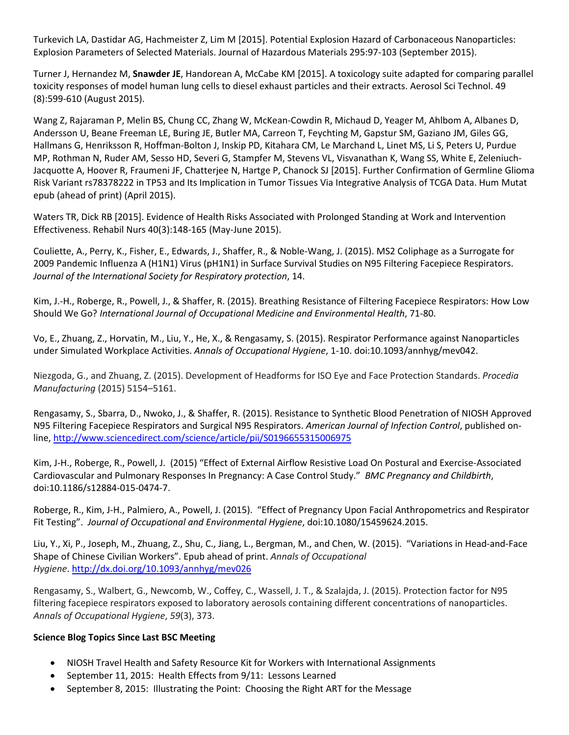Turkevich LA, Dastidar AG, Hachmeister Z, Lim M [2015]. Potential Explosion Hazard of Carbonaceous Nanoparticles: Explosion Parameters of Selected Materials. Journal of Hazardous Materials 295:97-103 (September 2015).

Turner J, Hernandez M, **Snawder JE**, Handorean A, McCabe KM [2015]. A toxicology suite adapted for comparing parallel toxicity responses of model human lung cells to diesel exhaust particles and their extracts. Aerosol Sci Technol. 49 (8):599-610 (August 2015).

Wang Z, Rajaraman P, Melin BS, Chung CC, Zhang W, McKean-Cowdin R, Michaud D, Yeager M, Ahlbom A, Albanes D, Andersson U, Beane Freeman LE, Buring JE, Butler MA, Carreon T, Feychting M, Gapstur SM, Gaziano JM, Giles GG, Hallmans G, Henriksson R, Hoffman-Bolton J, Inskip PD, Kitahara CM, Le Marchand L, Linet MS, Li S, Peters U, Purdue MP, Rothman N, Ruder AM, Sesso HD, Severi G, Stampfer M, Stevens VL, Visvanathan K, Wang SS, White E, Zeleniuch-Jacquotte A, Hoover R, Fraumeni JF, Chatterjee N, Hartge P, Chanock SJ [2015]. Further Confirmation of Germline Glioma Risk Variant rs78378222 in TP53 and Its Implication in Tumor Tissues Via Integrative Analysis of TCGA Data. Hum Mutat epub (ahead of print) (April 2015).

Waters TR, Dick RB [2015]. Evidence of Health Risks Associated with Prolonged Standing at Work and Intervention Effectiveness. Rehabil Nurs 40(3):148-165 (May-June 2015).

Couliette, A., Perry, K., Fisher, E., Edwards, J., Shaffer, R., & Noble-Wang, J. (2015). MS2 Coliphage as a Surrogate for 2009 Pandemic Influenza A (H1N1) Virus (pH1N1) in Surface Survival Studies on N95 Filtering Facepiece Respirators. *Journal of the International Society for Respiratory protection*, 14.

Kim, J.-H., Roberge, R., Powell, J., & Shaffer, R. (2015). Breathing Resistance of Filtering Facepiece Respirators: How Low Should We Go? *International Journal of Occupational Medicine and Environmental Health*, 71-80.

Vo, E., Zhuang, Z., Horvatin, M., Liu, Y., He, X., & Rengasamy, S. (2015). Respirator Performance against Nanoparticles under Simulated Workplace Activities. *Annals of Occupational Hygiene*, 1-10. doi:10.1093/annhyg/mev042.

Niezgoda, G., and Zhuang, Z. (2015). Development of Headforms for ISO Eye and Face Protection Standards. *Procedia Manufacturing* (2015) 5154–5161.

Rengasamy, S., Sbarra, D., Nwoko, J., & Shaffer, R. (2015). Resistance to Synthetic Blood Penetration of NIOSH Approved N95 Filtering Facepiece Respirators and Surgical N95 Respirators. *American Journal of Infection Control*, published on-line, http://www.sciencedirect.com/science/article/pii/S0196655315006975

Kim, J-H., Roberge, R., Powell, J. (2015) "Effect of External Airflow Resistive Load On Postural and Exercise-Associated Cardiovascular and Pulmonary Responses In Pregnancy: A Case Control Study." *BMC Pregnancy and Childbirth*, doi:10.1186/s12884-015-0474-7.

Roberge, R., Kim, J-H., Palmiero, A., Powell, J. (2015). "Effect of Pregnancy Upon Facial Anthropometrics and Respirator Fit Testing". *Journal of Occupational and Environmental Hygiene*, doi:10.1080/15459624.2015.

Liu, Y., Xi, P., Joseph, M., Zhuang, Z., Shu, C., Jiang, L., Bergman, M., and Chen, W. (2015). "Variations in Head-and-Face Shape of Chinese Civilian Workers". Epub ahead of print. *Annals of Occupational Hygiene*. http://dx.doi.org/10.1093/annhyg/mev026

Rengasamy, S., Walbert, G., Newcomb, W., Coffey, C., Wassell, J. T., & Szalajda, J. (2015). Protection factor for N95 filtering facepiece respirators exposed to laboratory aerosols containing different concentrations of nanoparticles. *Annals of Occupational Hygiene*, *59*(3), 373.

**Science Blog Topics Since Last BSC Meeting**

- NIOSH Travel Health and Safety Resource Kit for Workers with International Assignments
- September 11, 2015: Health Effects from 9/11: Lessons Learned
- September 8, 2015: Illustrating the Point: Choosing the Right ART for the Message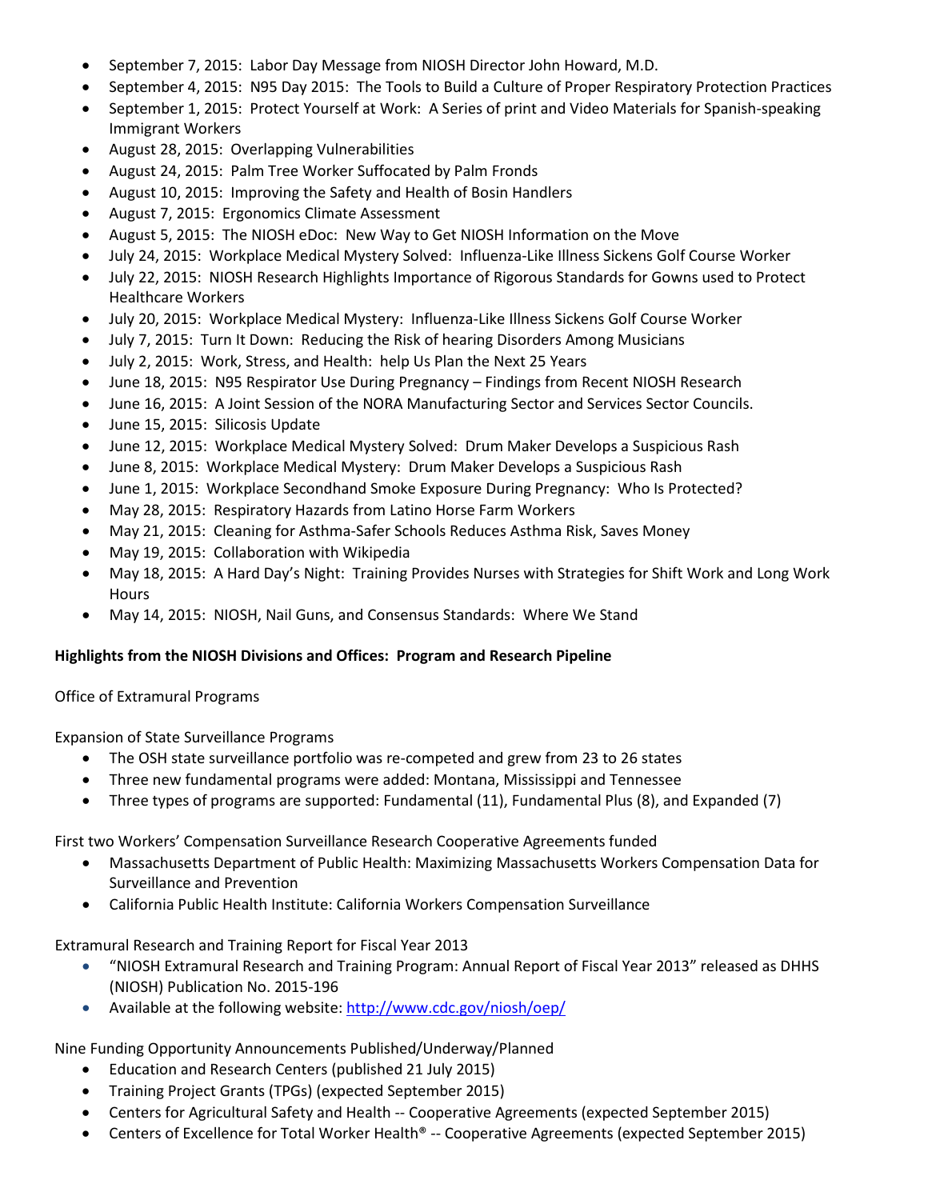- September 7, 2015: Labor Day Message from NIOSH Director John Howard, M.D.
- September 4, 2015: N95 Day 2015: The Tools to Build a Culture of Proper Respiratory Protection Practices
- September 1, 2015: Protect Yourself at Work: A Series of print and Video Materials for Spanish-speaking Immigrant Workers
- August 28, 2015: Overlapping Vulnerabilities
- August 24, 2015: Palm Tree Worker Suffocated by Palm Fronds
- August 10, 2015: Improving the Safety and Health of Bosin Handlers
- August 7, 2015: Ergonomics Climate Assessment
- August 5, 2015: The NIOSH eDoc: New Way to Get NIOSH Information on the Move
- July 24, 2015: Workplace Medical Mystery Solved: Influenza-Like Illness Sickens Golf Course Worker
- July 22, 2015: NIOSH Research Highlights Importance of Rigorous Standards for Gowns used to Protect Healthcare Workers
- July 20, 2015: Workplace Medical Mystery: Influenza-Like Illness Sickens Golf Course Worker
- July 7, 2015: Turn It Down: Reducing the Risk of hearing Disorders Among Musicians
- July 2, 2015: Work, Stress, and Health: help Us Plan the Next 25 Years
- June 18, 2015: N95 Respirator Use During Pregnancy – Findings from Recent NIOSH Research
- June 16, 2015: A Joint Session of the NORA Manufacturing Sector and Services Sector Councils.
- June 15, 2015: Silicosis Update
- June 12, 2015: Workplace Medical Mystery Solved: Drum Maker Develops a Suspicious Rash
- June 8, 2015: Workplace Medical Mystery: Drum Maker Develops a Suspicious Rash
- June 1, 2015: Workplace Secondhand Smoke Exposure During Pregnancy: Who Is Protected?
- May 28, 2015: Respiratory Hazards from Latino Horse Farm Workers
- May 21, 2015: Cleaning for Asthma-Safer Schools Reduces Asthma Risk, Saves Money
- May 19, 2015: Collaboration with Wikipedia
- May 18, 2015: A Hard Day's Night: Training Provides Nurses with Strategies for Shift Work and Long Work Hours
- May 14, 2015: NIOSH, Nail Guns, and Consensus Standards: Where We Stand

**Highlights from the NIOSH Divisions and Offices: Program and Research Pipeline**

Office of Extramural Programs

Expansion of State Surveillance Programs

- The OSH state surveillance portfolio was re-competed and grew from 23 to 26 states
- Three new fundamental programs were added: Montana, Mississippi and Tennessee
- Three types of programs are supported: Fundamental (11), Fundamental Plus (8), and Expanded (7)

First two Workers' Compensation Surveillance Research Cooperative Agreements funded

- Massachusetts Department of Public Health: Maximizing Massachusetts Workers Compensation Data for Surveillance and Prevention
- California Public Health Institute: California Workers Compensation Surveillance

Extramural Research and Training Report for Fiscal Year 2013

- "NIOSH Extramural Research and Training Program: Annual Report of Fiscal Year 2013" released as DHHS (NIOSH) Publication No. 2015-196
- Available at the following website: http://www.cdc.gov/niosh/oep/

Nine Funding Opportunity Announcements Published/Underway/Planned

- Education and Research Centers (published 21 July 2015)
- Training Project Grants (TPGs) (expected September 2015)
- Centers for Agricultural Safety and Health -- Cooperative Agreements (expected September 2015)
- Centers of Excellence for Total Worker Health® -- Cooperative Agreements (expected September 2015)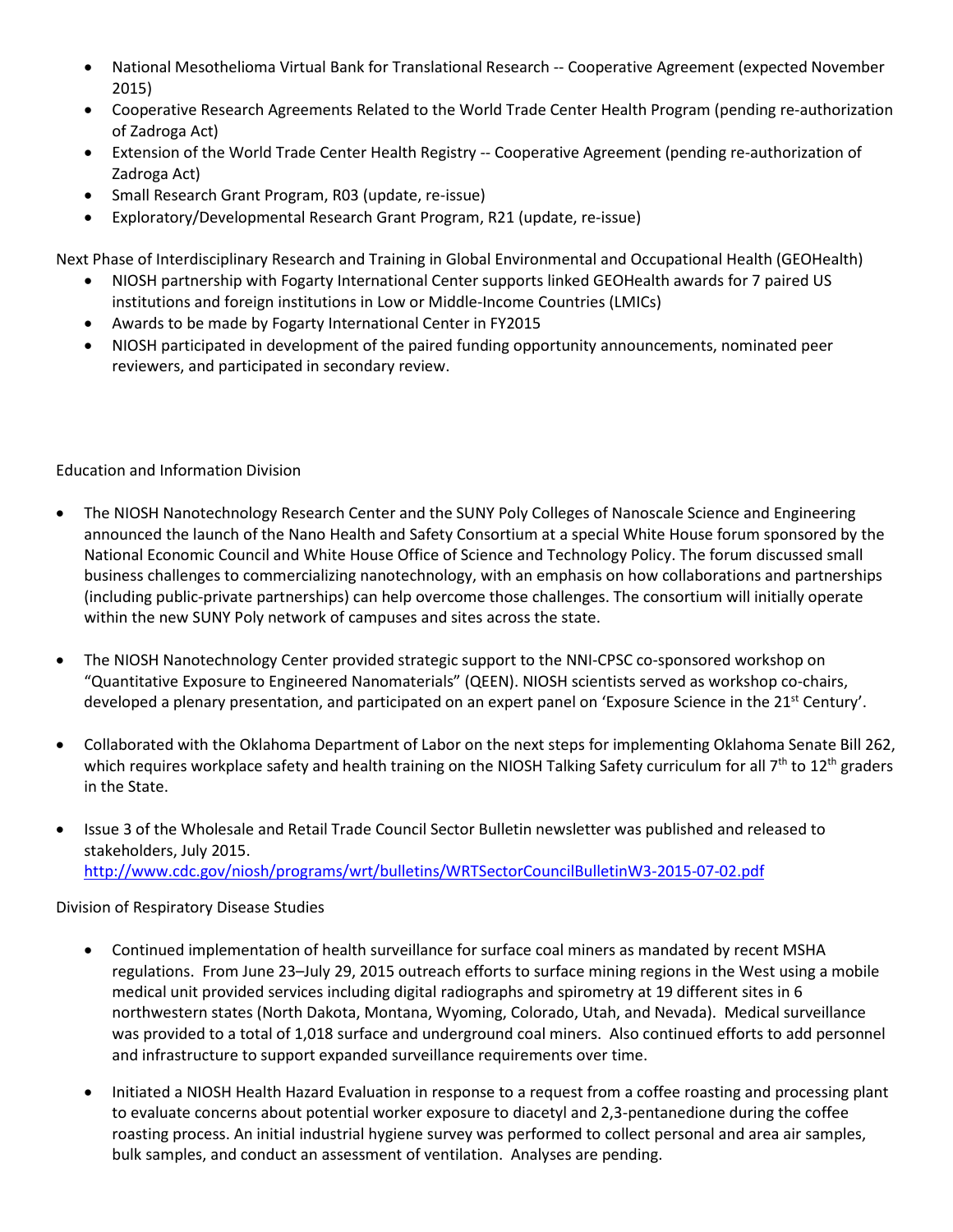- National Mesothelioma Virtual Bank for Translational Research -- Cooperative Agreement (expected November 2015)
- Cooperative Research Agreements Related to the World Trade Center Health Program (pending re-authorization of Zadroga Act)
- Extension of the World Trade Center Health Registry -- Cooperative Agreement (pending re-authorization of Zadroga Act)
- Small Research Grant Program, R03 (update, re-issue)
- Exploratory/Developmental Research Grant Program, R21 (update, re-issue)

Next Phase of Interdisciplinary Research and Training in Global Environmental and Occupational Health (GEOHealth)

- NIOSH partnership with Fogarty International Center supports linked GEOHealth awards for 7 paired US institutions and foreign institutions in Low or Middle-Income Countries (LMICs)
- Awards to be made by Fogarty International Center in FY2015
- NIOSH participated in development of the paired funding opportunity announcements, nominated peer reviewers, and participated in secondary review.

Education and Information Division

- The NIOSH Nanotechnology Research Center and the SUNY Poly Colleges of Nanoscale Science and Engineering announced the launch of the Nano Health and Safety Consortium at a special White House forum sponsored by the National Economic Council and White House Office of Science and Technology Policy. The forum discussed small business challenges to commercializing nanotechnology, with an emphasis on how collaborations and partnerships (including public-private partnerships) can help overcome those challenges. The consortium will initially operate within the new SUNY Poly network of campuses and sites across the state.

- The NIOSH Nanotechnology Center provided strategic support to the NNI-CPSC co-sponsored workshop on "Quantitative Exposure to Engineered Nanomaterials" (QEEN). NIOSH scientists served as workshop co-chairs, developed a plenary presentation, and participated on an expert panel on 'Exposure Science in the 21st Century'.

- Collaborated with the Oklahoma Department of Labor on the next steps for implementing Oklahoma Senate Bill 262, which requires workplace safety and health training on the NIOSH Talking Safety curriculum for all 7th to 12th graders in the State.

- Issue 3 of the Wholesale and Retail Trade Council Sector Bulletin newsletter was published and released to stakeholders, July 2015.
  http://www.cdc.gov/niosh/programs/wrt/bulletins/WRTSectorCouncilBulletinW3-2015-07-02.pdf

Division of Respiratory Disease Studies

- Continued implementation of health surveillance for surface coal miners as mandated by recent MSHA regulations. From June 23–July 29, 2015 outreach efforts to surface mining regions in the West using a mobile medical unit provided services including digital radiographs and spirometry at 19 different sites in 6 northwestern states (North Dakota, Montana, Wyoming, Colorado, Utah, and Nevada). Medical surveillance was provided to a total of 1,018 surface and underground coal miners. Also continued efforts to add personnel and infrastructure to support expanded surveillance requirements over time.

- Initiated a NIOSH Health Hazard Evaluation in response to a request from a coffee roasting and processing plant to evaluate concerns about potential worker exposure to diacetyl and 2,3-pentanedione during the coffee roasting process. An initial industrial hygiene survey was performed to collect personal and area air samples, bulk samples, and conduct an assessment of ventilation. Analyses are pending.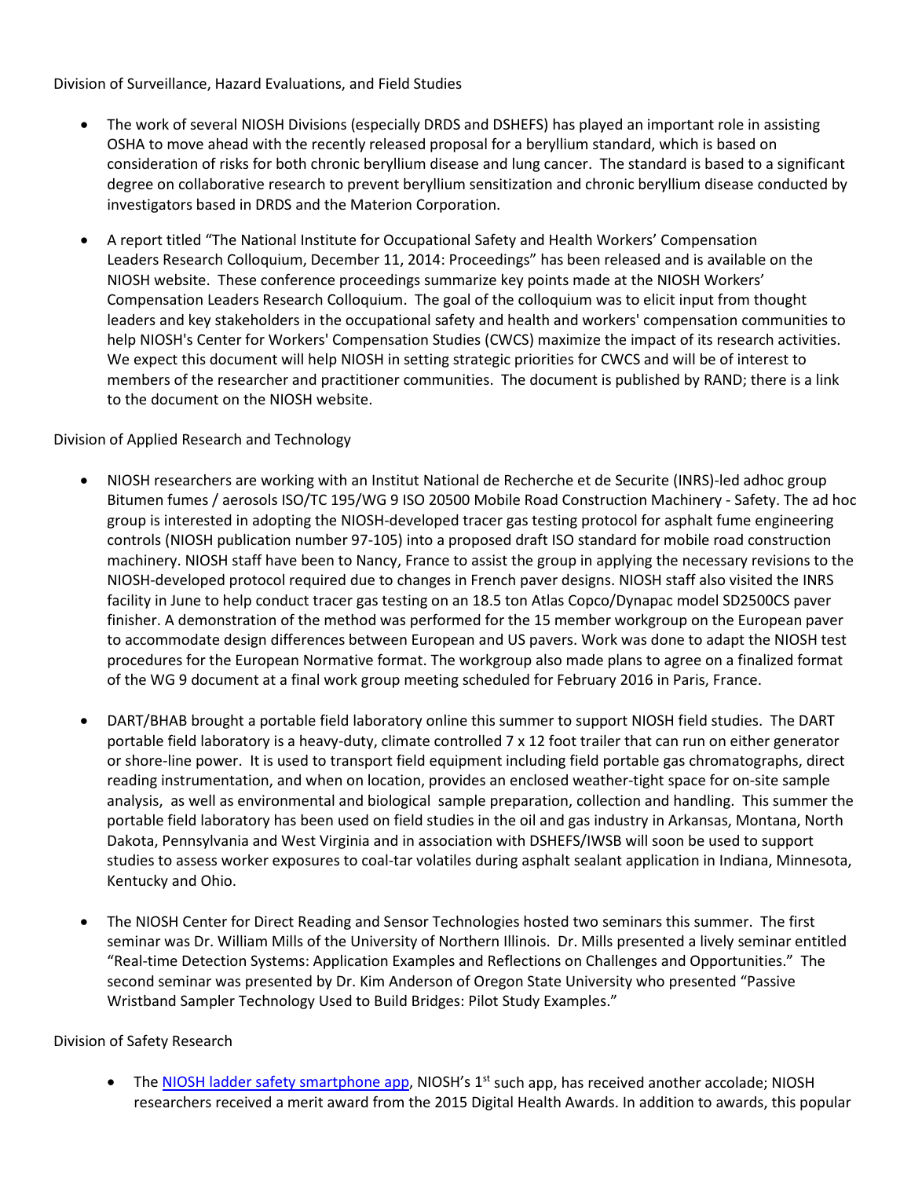Division of Surveillance, Hazard Evaluations, and Field Studies

- The work of several NIOSH Divisions (especially DRDS and DSHEFS) has played an important role in assisting OSHA to move ahead with the recently released proposal for a beryllium standard, which is based on consideration of risks for both chronic beryllium disease and lung cancer. The standard is based to a significant degree on collaborative research to prevent beryllium sensitization and chronic beryllium disease conducted by investigators based in DRDS and the Materion Corporation.

- A report titled "The National Institute for Occupational Safety and Health Workers' Compensation Leaders Research Colloquium, December 11, 2014: Proceedings" has been released and is available on the NIOSH website. These conference proceedings summarize key points made at the NIOSH Workers' Compensation Leaders Research Colloquium. The goal of the colloquium was to elicit input from thought leaders and key stakeholders in the occupational safety and health and workers' compensation communities to help NIOSH's Center for Workers' Compensation Studies (CWCS) maximize the impact of its research activities. We expect this document will help NIOSH in setting strategic priorities for CWCS and will be of interest to members of the researcher and practitioner communities. The document is published by RAND; there is a link to the document on the NIOSH website.

Division of Applied Research and Technology

- NIOSH researchers are working with an Institut National de Recherche et de Securite (INRS)-led adhoc group Bitumen fumes / aerosols ISO/TC 195/WG 9 ISO 20500 Mobile Road Construction Machinery - Safety. The ad hoc group is interested in adopting the NIOSH-developed tracer gas testing protocol for asphalt fume engineering controls (NIOSH publication number 97-105) into a proposed draft ISO standard for mobile road construction machinery. NIOSH staff have been to Nancy, France to assist the group in applying the necessary revisions to the NIOSH-developed protocol required due to changes in French paver designs. NIOSH staff also visited the INRS facility in June to help conduct tracer gas testing on an 18.5 ton Atlas Copco/Dynapac model SD2500CS paver finisher. A demonstration of the method was performed for the 15 member workgroup on the European paver to accommodate design differences between European and US pavers. Work was done to adapt the NIOSH test procedures for the European Normative format. The workgroup also made plans to agree on a finalized format of the WG 9 document at a final work group meeting scheduled for February 2016 in Paris, France.

- DART/BHAB brought a portable field laboratory online this summer to support NIOSH field studies. The DART portable field laboratory is a heavy-duty, climate controlled 7 x 12 foot trailer that can run on either generator or shore-line power. It is used to transport field equipment including field portable gas chromatographs, direct reading instrumentation, and when on location, provides an enclosed weather-tight space for on-site sample analysis, as well as environmental and biological sample preparation, collection and handling. This summer the portable field laboratory has been used on field studies in the oil and gas industry in Arkansas, Montana, North Dakota, Pennsylvania and West Virginia and in association with DSHEFS/IWSB will soon be used to support studies to assess worker exposures to coal-tar volatiles during asphalt sealant application in Indiana, Minnesota, Kentucky and Ohio.

- The NIOSH Center for Direct Reading and Sensor Technologies hosted two seminars this summer. The first seminar was Dr. William Mills of the University of Northern Illinois. Dr. Mills presented a lively seminar entitled "Real-time Detection Systems: Application Examples and Reflections on Challenges and Opportunities." The second seminar was presented by Dr. Kim Anderson of Oregon State University who presented "Passive Wristband Sampler Technology Used to Build Bridges: Pilot Study Examples."

Division of Safety Research

- The NIOSH ladder safety smartphone app, NIOSH's 1st such app, has received another accolade; NIOSH researchers received a merit award from the 2015 Digital Health Awards. In addition to awards, this popular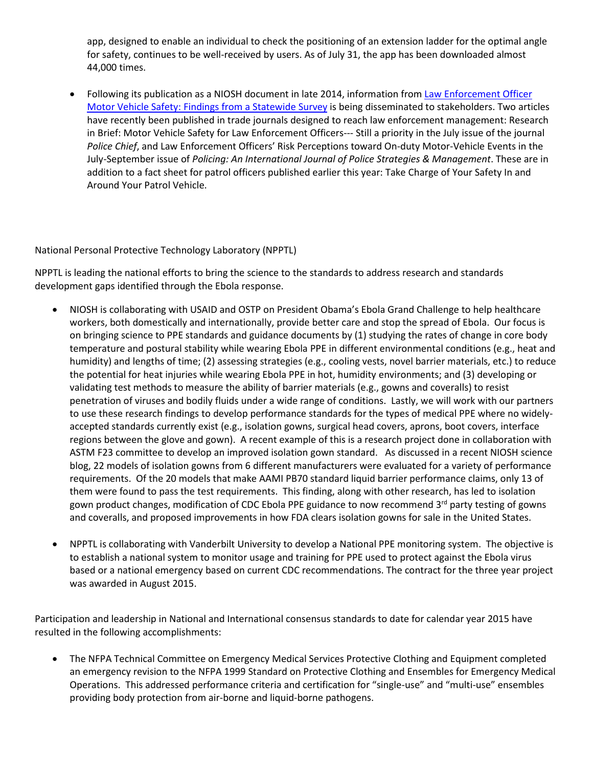app, designed to enable an individual to check the positioning of an extension ladder for the optimal angle for safety, continues to be well-received by users. As of July 31, the app has been downloaded almost 44,000 times.

- Following its publication as a NIOSH document in late 2014, information from Law Enforcement Officer Motor Vehicle Safety: Findings from a Statewide Survey is being disseminated to stakeholders. Two articles have recently been published in trade journals designed to reach law enforcement management: Research in Brief: Motor Vehicle Safety for Law Enforcement Officers--- Still a priority in the July issue of the journal *Police Chief*, and Law Enforcement Officers' Risk Perceptions toward On-duty Motor-Vehicle Events in the July-September issue of *Policing: An International Journal of Police Strategies & Management*. These are in addition to a fact sheet for patrol officers published earlier this year: Take Charge of Your Safety In and Around Your Patrol Vehicle.

National Personal Protective Technology Laboratory (NPPTL)

NPPTL is leading the national efforts to bring the science to the standards to address research and standards development gaps identified through the Ebola response.

- NIOSH is collaborating with USAID and OSTP on President Obama's Ebola Grand Challenge to help healthcare workers, both domestically and internationally, provide better care and stop the spread of Ebola. Our focus is on bringing science to PPE standards and guidance documents by (1) studying the rates of change in core body temperature and postural stability while wearing Ebola PPE in different environmental conditions (e.g., heat and humidity) and lengths of time; (2) assessing strategies (e.g., cooling vests, novel barrier materials, etc.) to reduce the potential for heat injuries while wearing Ebola PPE in hot, humidity environments; and (3) developing or validating test methods to measure the ability of barrier materials (e.g., gowns and coveralls) to resist penetration of viruses and bodily fluids under a wide range of conditions. Lastly, we will work with our partners to use these research findings to develop performance standards for the types of medical PPE where no widely-accepted standards currently exist (e.g., isolation gowns, surgical head covers, aprons, boot covers, interface regions between the glove and gown). A recent example of this is a research project done in collaboration with ASTM F23 committee to develop an improved isolation gown standard. As discussed in a recent NIOSH science blog, 22 models of isolation gowns from 6 different manufacturers were evaluated for a variety of performance requirements. Of the 20 models that make AAMI PB70 standard liquid barrier performance claims, only 13 of them were found to pass the test requirements. This finding, along with other research, has led to isolation gown product changes, modification of CDC Ebola PPE guidance to now recommend 3rd party testing of gowns and coveralls, and proposed improvements in how FDA clears isolation gowns for sale in the United States.

- NPPTL is collaborating with Vanderbilt University to develop a National PPE monitoring system. The objective is to establish a national system to monitor usage and training for PPE used to protect against the Ebola virus based or a national emergency based on current CDC recommendations. The contract for the three year project was awarded in August 2015.

Participation and leadership in National and International consensus standards to date for calendar year 2015 have resulted in the following accomplishments:

- The NFPA Technical Committee on Emergency Medical Services Protective Clothing and Equipment completed an emergency revision to the NFPA 1999 Standard on Protective Clothing and Ensembles for Emergency Medical Operations. This addressed performance criteria and certification for "single-use" and "multi-use" ensembles providing body protection from air-borne and liquid-borne pathogens.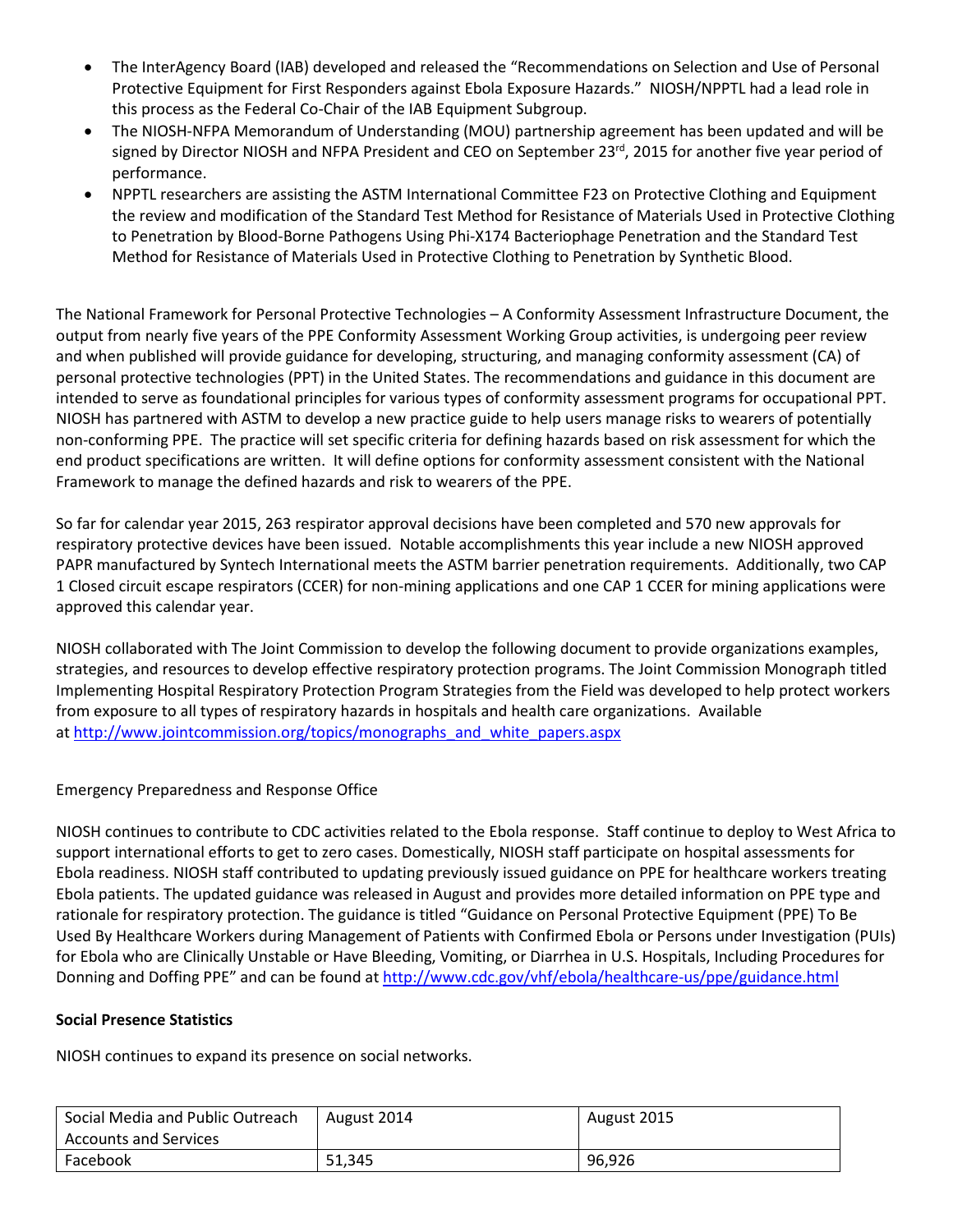- The InterAgency Board (IAB) developed and released the “Recommendations on Selection and Use of Personal Protective Equipment for First Responders against Ebola Exposure Hazards.” NIOSH/NPPTL had a lead role in this process as the Federal Co-Chair of the IAB Equipment Subgroup.
- The NIOSH-NFPA Memorandum of Understanding (MOU) partnership agreement has been updated and will be signed by Director NIOSH and NFPA President and CEO on September 23rd, 2015 for another five year period of performance.
- NPPTL researchers are assisting the ASTM International Committee F23 on Protective Clothing and Equipment the review and modification of the Standard Test Method for Resistance of Materials Used in Protective Clothing to Penetration by Blood-Borne Pathogens Using Phi-X174 Bacteriophage Penetration and the Standard Test Method for Resistance of Materials Used in Protective Clothing to Penetration by Synthetic Blood.

The National Framework for Personal Protective Technologies – A Conformity Assessment Infrastructure Document, the output from nearly five years of the PPE Conformity Assessment Working Group activities, is undergoing peer review and when published will provide guidance for developing, structuring, and managing conformity assessment (CA) of personal protective technologies (PPT) in the United States. The recommendations and guidance in this document are intended to serve as foundational principles for various types of conformity assessment programs for occupational PPT. NIOSH has partnered with ASTM to develop a new practice guide to help users manage risks to wearers of potentially non-conforming PPE. The practice will set specific criteria for defining hazards based on risk assessment for which the end product specifications are written. It will define options for conformity assessment consistent with the National Framework to manage the defined hazards and risk to wearers of the PPE.

So far for calendar year 2015, 263 respirator approval decisions have been completed and 570 new approvals for respiratory protective devices have been issued. Notable accomplishments this year include a new NIOSH approved PAPR manufactured by Syntech International meets the ASTM barrier penetration requirements. Additionally, two CAP 1 Closed circuit escape respirators (CCER) for non-mining applications and one CAP 1 CCER for mining applications were approved this calendar year.

NIOSH collaborated with The Joint Commission to develop the following document to provide organizations examples, strategies, and resources to develop effective respiratory protection programs. The Joint Commission Monograph titled Implementing Hospital Respiratory Protection Program Strategies from the Field was developed to help protect workers from exposure to all types of respiratory hazards in hospitals and health care organizations. Available at http://www.jointcommission.org/topics/monographs_and_white_papers.aspx

Emergency Preparedness and Response Office

NIOSH continues to contribute to CDC activities related to the Ebola response. Staff continue to deploy to West Africa to support international efforts to get to zero cases. Domestically, NIOSH staff participate on hospital assessments for Ebola readiness. NIOSH staff contributed to updating previously issued guidance on PPE for healthcare workers treating Ebola patients. The updated guidance was released in August and provides more detailed information on PPE type and rationale for respiratory protection. The guidance is titled “Guidance on Personal Protective Equipment (PPE) To Be Used By Healthcare Workers during Management of Patients with Confirmed Ebola or Persons under Investigation (PUIs) for Ebola who are Clinically Unstable or Have Bleeding, Vomiting, or Diarrhea in U.S. Hospitals, Including Procedures for Donning and Doffing PPE” and can be found at http://www.cdc.gov/vhf/ebola/healthcare-us/ppe/guidance.html

**Social Presence Statistics**

NIOSH continues to expand its presence on social networks.

| Social Media and Public Outreach Accounts and Services | August 2014 | August 2015 |
|---|---|---|
| Facebook | 51,345 | 96,926 |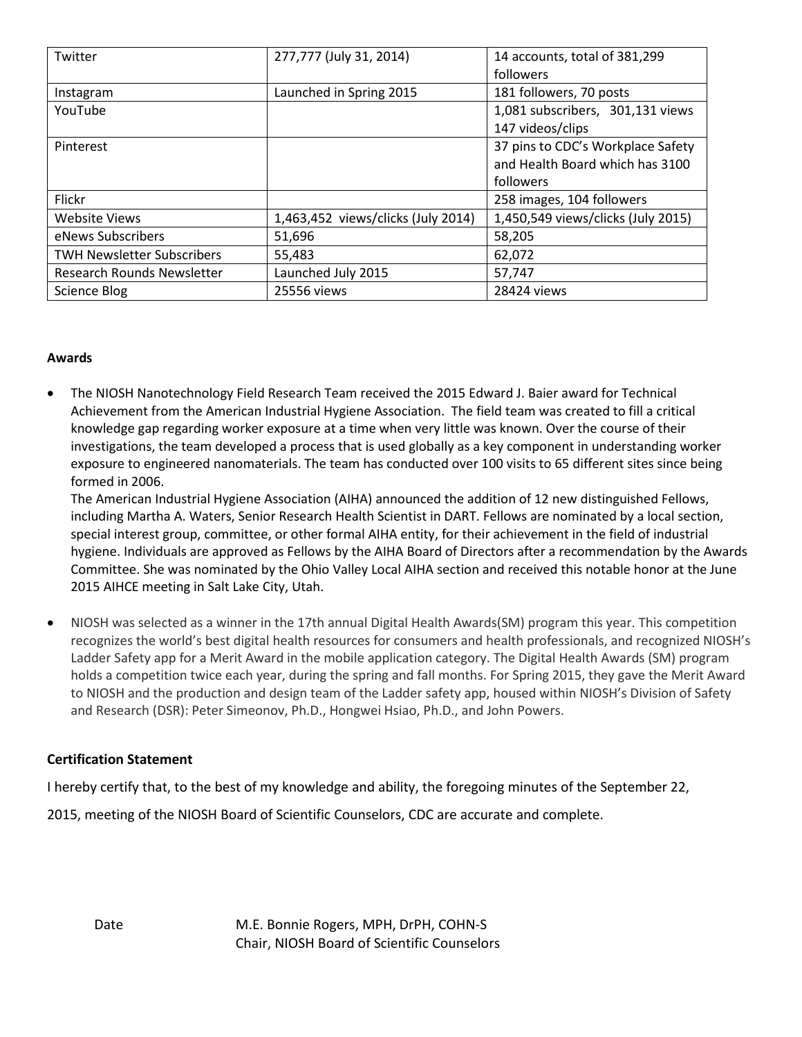| | | |
|---|---|---|
| Twitter | 277,777 (July 31, 2014) | 14 accounts, total of 381,299 followers |
| Instagram | Launched in Spring 2015 | 181 followers, 70 posts |
| YouTube | | 1,081 subscribers, 301,131 views 147 videos/clips |
| Pinterest | | 37 pins to CDC's Workplace Safety and Health Board which has 3100 followers |
| Flickr | | 258 images, 104 followers |
| Website Views | 1,463,452 views/clicks (July 2014) | 1,450,549 views/clicks (July 2015) |
| eNews Subscribers | 51,696 | 58,205 |
| TWH Newsletter Subscribers | 55,483 | 62,072 |
| Research Rounds Newsletter | Launched July 2015 | 57,747 |
| Science Blog | 25556 views | 28424 views |

**Awards**

- The NIOSH Nanotechnology Field Research Team received the 2015 Edward J. Baier award for Technical Achievement from the American Industrial Hygiene Association. The field team was created to fill a critical knowledge gap regarding worker exposure at a time when very little was known. Over the course of their investigations, the team developed a process that is used globally as a key component in understanding worker exposure to engineered nanomaterials. The team has conducted over 100 visits to 65 different sites since being formed in 2006.
  The American Industrial Hygiene Association (AIHA) announced the addition of 12 new distinguished Fellows, including Martha A. Waters, Senior Research Health Scientist in DART. Fellows are nominated by a local section, special interest group, committee, or other formal AIHA entity, for their achievement in the field of industrial hygiene. Individuals are approved as Fellows by the AIHA Board of Directors after a recommendation by the Awards Committee. She was nominated by the Ohio Valley Local AIHA section and received this notable honor at the June 2015 AIHCE meeting in Salt Lake City, Utah.

- NIOSH was selected as a winner in the 17th annual Digital Health Awards(SM) program this year. This competition recognizes the world's best digital health resources for consumers and health professionals, and recognized NIOSH's Ladder Safety app for a Merit Award in the mobile application category. The Digital Health Awards (SM) program holds a competition twice each year, during the spring and fall months. For Spring 2015, they gave the Merit Award to NIOSH and the production and design team of the Ladder safety app, housed within NIOSH's Division of Safety and Research (DSR): Peter Simeonov, Ph.D., Hongwei Hsiao, Ph.D., and John Powers.

**Certification Statement**

I hereby certify that, to the best of my knowledge and ability, the foregoing minutes of the September 22, 2015, meeting of the NIOSH Board of Scientific Counselors, CDC are accurate and complete.

Date

M.E. Bonnie Rogers, MPH, DrPH, COHN-S
Chair, NIOSH Board of Scientific Counselors